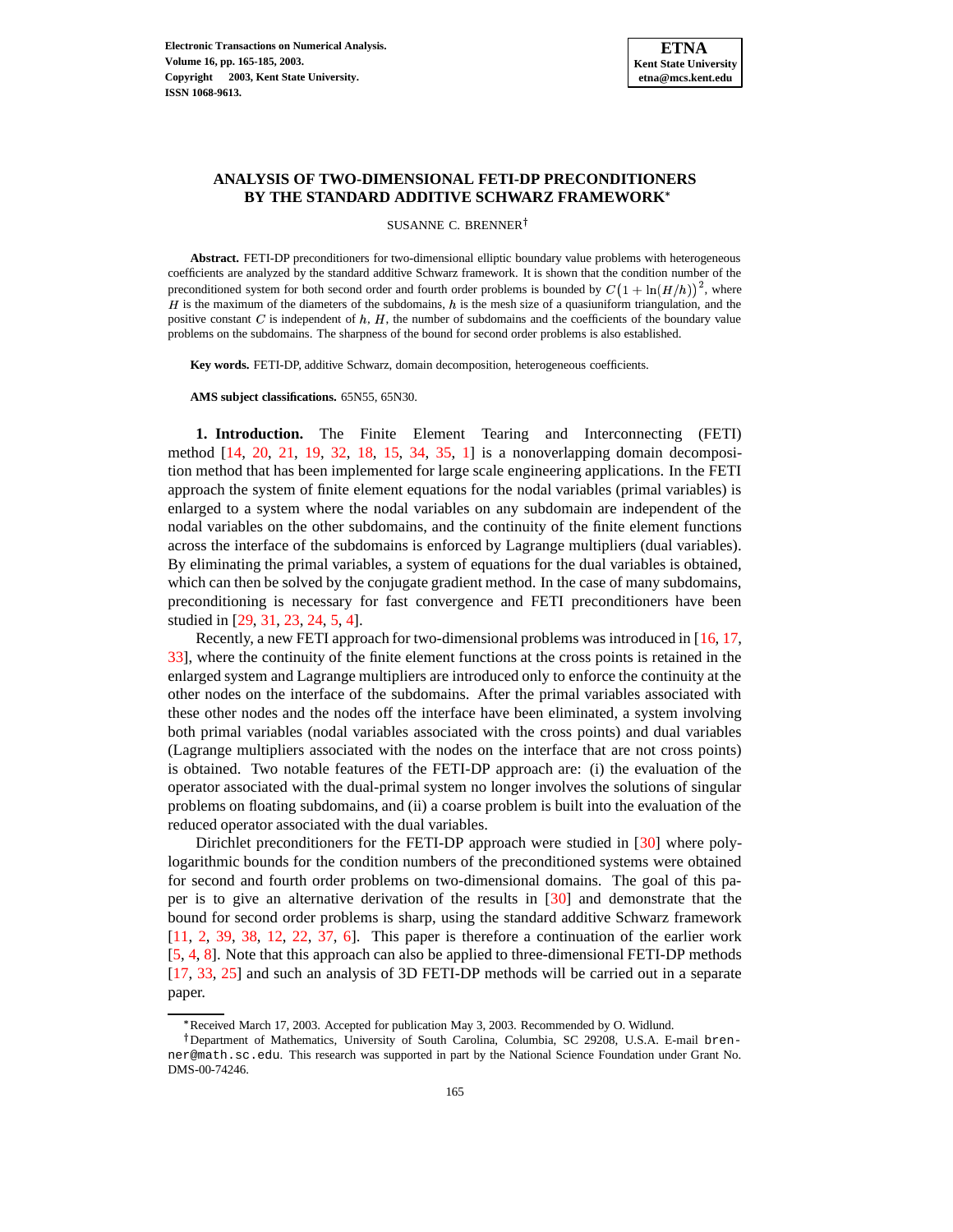# ANALYSIS OF TWO-DIMENSIONAL FETI-DP PRECONDITIONERS BY THE STANDARD ADDITIVE SCHWARZ FRAMEWORK[*]

SUSANNE C. BRENNER[†]

**Abstract.** FETI-DP preconditioners for two-dimensional elliptic boundary value problems with heterogeneous coefficients are analyzed by the standard additive Schwarz framework. It is shown that the condition number of the preconditioned system for both second order and fourth order problems is bounded by $C\big(1+\ln(H/h)\big)^2$, where $H$ is the maximum of the diameters of the subdomains, $h$ is the mesh size of a quasiuniform triangulation, and the positive constant $C$ is independent of $h$, $H$, the number of subdomains and the coefficients of the boundary value problems on the subdomains. The sharpness of the bound for second order problems is also established.

**Key words.** FETI-DP, additive Schwarz, domain decomposition, heterogeneous coefficients.

**AMS subject classifications.** 65N55, 65N30.

**1. Introduction.** The Finite Element Tearing and Interconnecting (FETI) method [14, 20, 21, 19, 32, 18, 15, 34, 35, 1] is a nonoverlapping domain decomposition method that has been implemented for large scale engineering applications. In the FETI approach the system of finite element equations for the nodal variables (primal variables) is enlarged to a system where the nodal variables on any subdomain are independent of the nodal variables on the other subdomains, and the continuity of the finite element functions across the interface of the subdomains is enforced by Lagrange multipliers (dual variables). By eliminating the primal variables, a system of equations for the dual variables is obtained, which can then be solved by the conjugate gradient method. In the case of many subdomains, preconditioning is necessary for fast convergence and FETI preconditioners have been studied in [29, 31, 23, 24, 5, 4].

Recently, a new FETI approach for two-dimensional problems was introduced in [16, 17, 33], where the continuity of the finite element functions at the cross points is retained in the enlarged system and Lagrange multipliers are introduced only to enforce the continuity at the other nodes on the interface of the subdomains. After the primal variables associated with these other nodes and the nodes off the interface have been eliminated, a system involving both primal variables (nodal variables associated with the cross points) and dual variables (Lagrange multipliers associated with the nodes on the interface that are not cross points) is obtained. Two notable features of the FETI-DP approach are: (i) the evaluation of the operator associated with the dual-primal system no longer involves the solutions of singular problems on floating subdomains, and (ii) a coarse problem is built into the evaluation of the reduced operator associated with the dual variables.

Dirichlet preconditioners for the FETI-DP approach were studied in [30] where polylogarithmic bounds for the condition numbers of the preconditioned systems were obtained for second and fourth order problems on two-dimensional domains. The goal of this paper is to give an alternative derivation of the results in [30] and demonstrate that the bound for second order problems is sharp, using the standard additive Schwarz framework [11, 2, 39, 38, 12, 22, 37, 6]. This paper is therefore a continuation of the earlier work [5, 4, 8]. Note that this approach can also be applied to three-dimensional FETI-DP methods [17, 33, 25] and such an analysis of 3D FETI-DP methods will be carried out in a separate paper.

---

[*] Received March 17, 2003. Accepted for publication May 3, 2003. Recommended by O. Widlund.

[†] Department of Mathematics, University of South Carolina, Columbia, SC 29208, U.S.A. E-mail brenner@math.sc.edu. This research was supported in part by the National Science Foundation under Grant No. DMS-00-74246.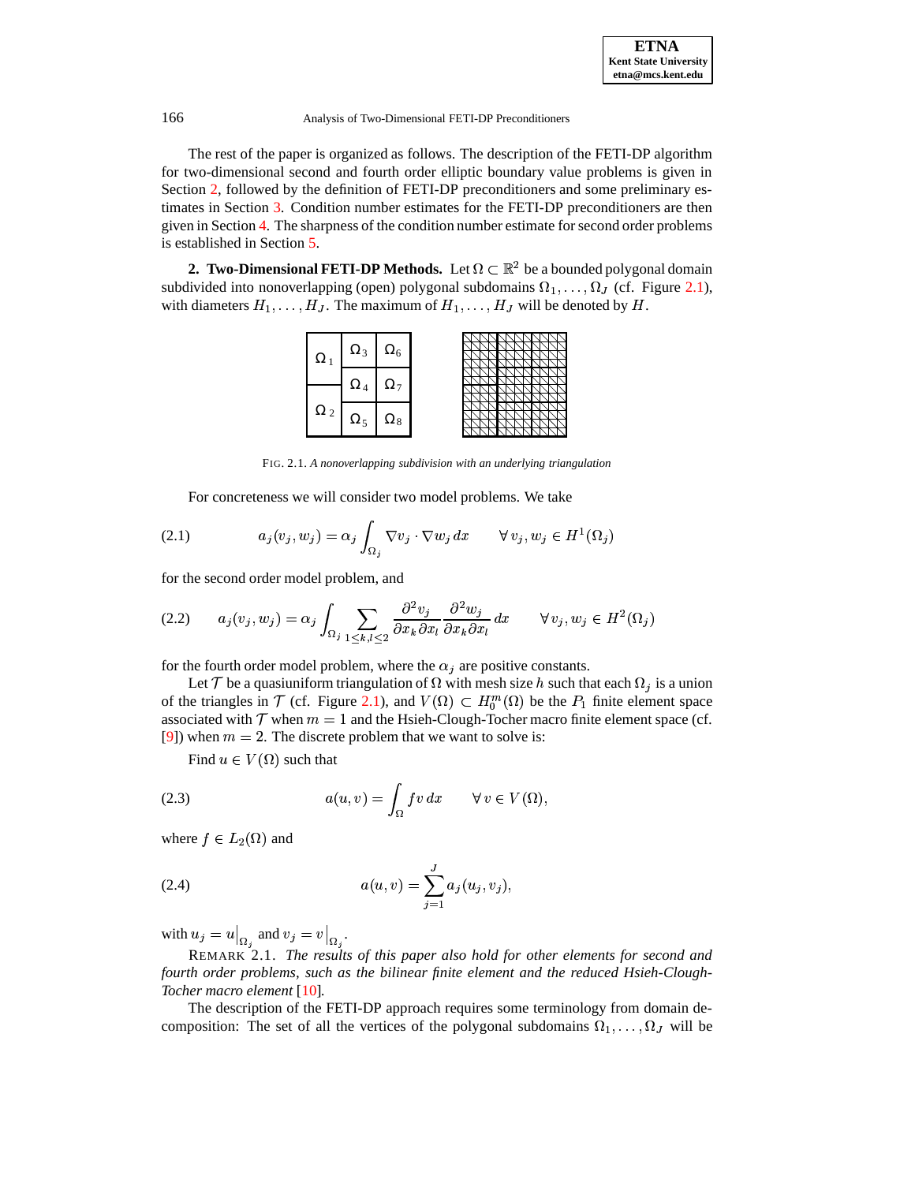The rest of the paper is organized as follows. The description of the FETI-DP algorithm for two-dimensional second and fourth order elliptic boundary value problems is given in Section 2, followed by the definition of FETI-DP preconditioners and some preliminary estimates in Section 3. Condition number estimates for the FETI-DP preconditioners are then given in Section 4. The sharpness of the condition number estimate for second order problems is established in Section 5.

## 2. Two-Dimensional FETI-DP Methods.

Let $\Omega \subset \mathbb{R}^2$ be a bounded polygonal domain subdivided into nonoverlapping (open) polygonal subdomains $\Omega_1, \ldots, \Omega_J$ (cf. Figure 2.1), with diameters $H_1, \ldots, H_J$. The maximum of $H_1, \ldots, H_J$ will be denoted by $H$.

FIG. 2.1. *A nonoverlapping subdivision with an underlying triangulation*

For concreteness we will consider two model problems. We take

$$a_j(v_j, w_j) = \alpha_j \int_{\Omega_j} \nabla v_j \cdot \nabla w_j \, dx \qquad \forall\, v_j, w_j \in H^1(\Omega_j) \tag{2.1}$$

for the second order model problem, and

$$a_j(v_j, w_j) = \alpha_j \int_{\Omega_j} \sum_{1 \le k,l \le 2} \frac{\partial^2 v_j}{\partial x_k \partial x_l} \frac{\partial^2 w_j}{\partial x_k \partial x_l} \, dx \qquad \forall\, v_j, w_j \in H^2(\Omega_j) \tag{2.2}$$

for the fourth order model problem, where the $\alpha_j$ are positive constants.

Let $\mathcal{T}$ be a quasiuniform triangulation of $\Omega$ with mesh size $h$ such that each $\Omega_j$ is a union of the triangles in $\mathcal{T}$ (cf. Figure 2.1), and $V(\Omega) \subset H_0^m(\Omega)$ be the $P_1$ finite element space associated with $\mathcal{T}$ when $m = 1$ and the Hsieh-Clough-Tocher macro finite element space (cf. [9]) when $m = 2$. The discrete problem that we want to solve is:

Find $u \in V(\Omega)$ such that

$$a(u, v) = \int_{\Omega} f v \, dx \qquad \forall\, v \in V(\Omega), \tag{2.3}$$

where $f \in L_2(\Omega)$ and

$$a(u, v) = \sum_{j=1}^{J} a_j(u_j, v_j), \tag{2.4}$$

with $u_j = u\big|_{\Omega_j}$ and $v_j = v\big|_{\Omega_j}$.

REMARK 2.1. *The results of this paper also hold for other elements for second and fourth order problems, such as the bilinear finite element and the reduced Hsieh-Clough-Tocher macro element* [10].

The description of the FETI-DP approach requires some terminology from domain decomposition: The set of all the vertices of the polygonal subdomains $\Omega_1, \ldots, \Omega_J$ will be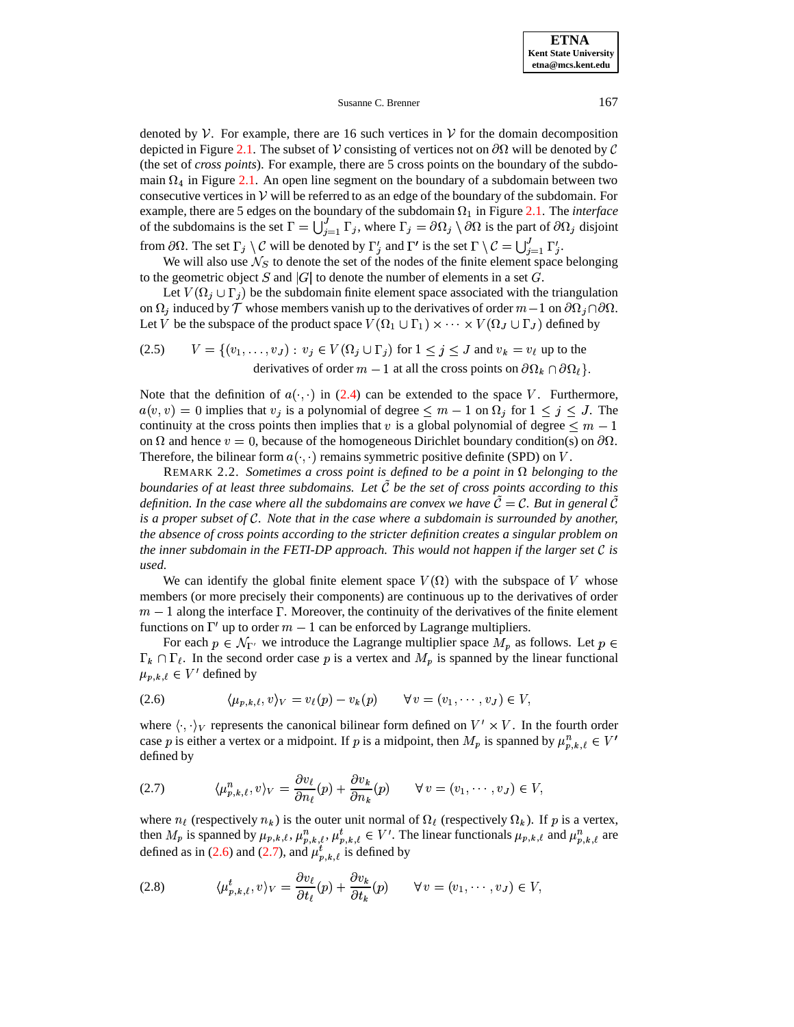denoted by $\mathcal{V}$. For example, there are 16 such vertices in $\mathcal{V}$ for the domain decomposition depicted in Figure 2.1. The subset of $\mathcal{V}$ consisting of vertices not on $\partial\Omega$ will be denoted by $\mathcal{C}$ (the set of *cross points*). For example, there are 5 cross points on the boundary of the subdomain $\Omega_4$ in Figure 2.1. An open line segment on the boundary of a subdomain between two consecutive vertices in $\mathcal{V}$ will be referred to as an edge of the boundary of the subdomain. For example, there are 5 edges on the boundary of the subdomain $\Omega_1$ in Figure 2.1. The *interface* of the subdomains is the set $\Gamma = \bigcup_{j=1}^{J} \Gamma_j$, where $\Gamma_j = \partial\Omega_j \setminus \partial\Omega$ is the part of $\partial\Omega_j$ disjoint from $\partial\Omega$. The set $\Gamma_j \setminus \mathcal{C}$ will be denoted by $\Gamma_j'$ and $\Gamma'$ is the set $\Gamma \setminus \mathcal{C} = \bigcup_{j=1}^{J} \Gamma_j'$.

We will also use $\mathcal{N}_S$ to denote the set of the nodes of the finite element space belonging to the geometric object $S$ and $|G|$ to denote the number of elements in a set $G$.

Let $V(\Omega_j \cup \Gamma_j)$ be the subdomain finite element space associated with the triangulation on $\Omega_j$ induced by $\mathcal{T}$ whose members vanish up to the derivatives of order $m-1$ on $\partial\Omega_j \cap \partial\Omega$. Let $V$ be the subspace of the product space $V(\Omega_1 \cup \Gamma_1) \times \cdots \times V(\Omega_J \cup \Gamma_J)$ defined by

$$
V = \{(v_1, \ldots, v_J) : v_j \in V(\Omega_j \cup \Gamma_j) \text{ for } 1 \le j \le J \text{ and } v_k = v_\ell \text{ up to the derivatives of order } m-1 \text{ at all the cross points on } \partial\Omega_k \cap \partial\Omega_\ell\}. \tag{2.5}
$$

Note that the definition of $a(\cdot,\cdot)$ in (2.4) can be extended to the space $V$. Furthermore, $a(v,v) = 0$ implies that $v_j$ is a polynomial of degree $\le m-1$ on $\Omega_j$ for $1 \le j \le J$. The continuity at the cross points then implies that $v$ is a global polynomial of degree $\le m-1$ on $\Omega$ and hence $v = 0$, because of the homogeneous Dirichlet boundary condition(s) on $\partial\Omega$. Therefore, the bilinear form $a(\cdot,\cdot)$ remains symmetric positive definite (SPD) on $V$.

REMARK 2.2. *Sometimes a cross point is defined to be a point in $\Omega$ belonging to the boundaries of at least three subdomains. Let $\tilde{\mathcal{C}}$ be the set of cross points according to this definition. In the case where all the subdomains are convex we have $\tilde{\mathcal{C}} = \mathcal{C}$. But in general $\tilde{\mathcal{C}}$ is a proper subset of $\mathcal{C}$. Note that in the case where a subdomain is surrounded by another, the absence of cross points according to the stricter definition creates a singular problem on the inner subdomain in the FETI-DP approach. This would not happen if the larger set $\mathcal{C}$ is used.*

We can identify the global finite element space $V(\Omega)$ with the subspace of $V$ whose members (or more precisely their components) are continuous up to the derivatives of order $m-1$ along the interface $\Gamma$. Moreover, the continuity of the derivatives of the finite element functions on $\Gamma'$ up to order $m-1$ can be enforced by Lagrange multipliers.

For each $p \in \mathcal{N}_{\Gamma'}$ we introduce the Lagrange multiplier space $M_p$ as follows. Let $p \in \Gamma_k \cap \Gamma_\ell$. In the second order case $p$ is a vertex and $M_p$ is spanned by the linear functional $\mu_{p,k,\ell} \in V'$ defined by

$$
\langle \mu_{p,k,\ell}, v \rangle_V = v_\ell(p) - v_k(p) \qquad \forall\, v = (v_1, \cdots, v_J) \in V, \tag{2.6}
$$

where $\langle \cdot,\cdot \rangle_V$ represents the canonical bilinear form defined on $V' \times V$. In the fourth order case $p$ is either a vertex or a midpoint. If $p$ is a midpoint, then $M_p$ is spanned by $\mu^n_{p,k,\ell} \in V'$ defined by

$$
\langle \mu^n_{p,k,\ell}, v \rangle_V = \frac{\partial v_\ell}{\partial n_\ell}(p) + \frac{\partial v_k}{\partial n_k}(p) \qquad \forall\, v = (v_1, \cdots, v_J) \in V, \tag{2.7}
$$

where $n_\ell$ (respectively $n_k$) is the outer unit normal of $\Omega_\ell$ (respectively $\Omega_k$). If $p$ is a vertex, then $M_p$ is spanned by $\mu_{p,k,\ell}, \mu^n_{p,k,\ell}, \mu^t_{p,k,\ell} \in V'$. The linear functionals $\mu_{p,k,\ell}$ and $\mu^n_{p,k,\ell}$ are defined as in (2.6) and (2.7), and $\mu^t_{p,k,\ell}$ is defined by

$$
\langle \mu^t_{p,k,\ell}, v \rangle_V = \frac{\partial v_\ell}{\partial t_\ell}(p) + \frac{\partial v_k}{\partial t_k}(p) \qquad \forall\, v = (v_1, \cdots, v_J) \in V, \tag{2.8}
$$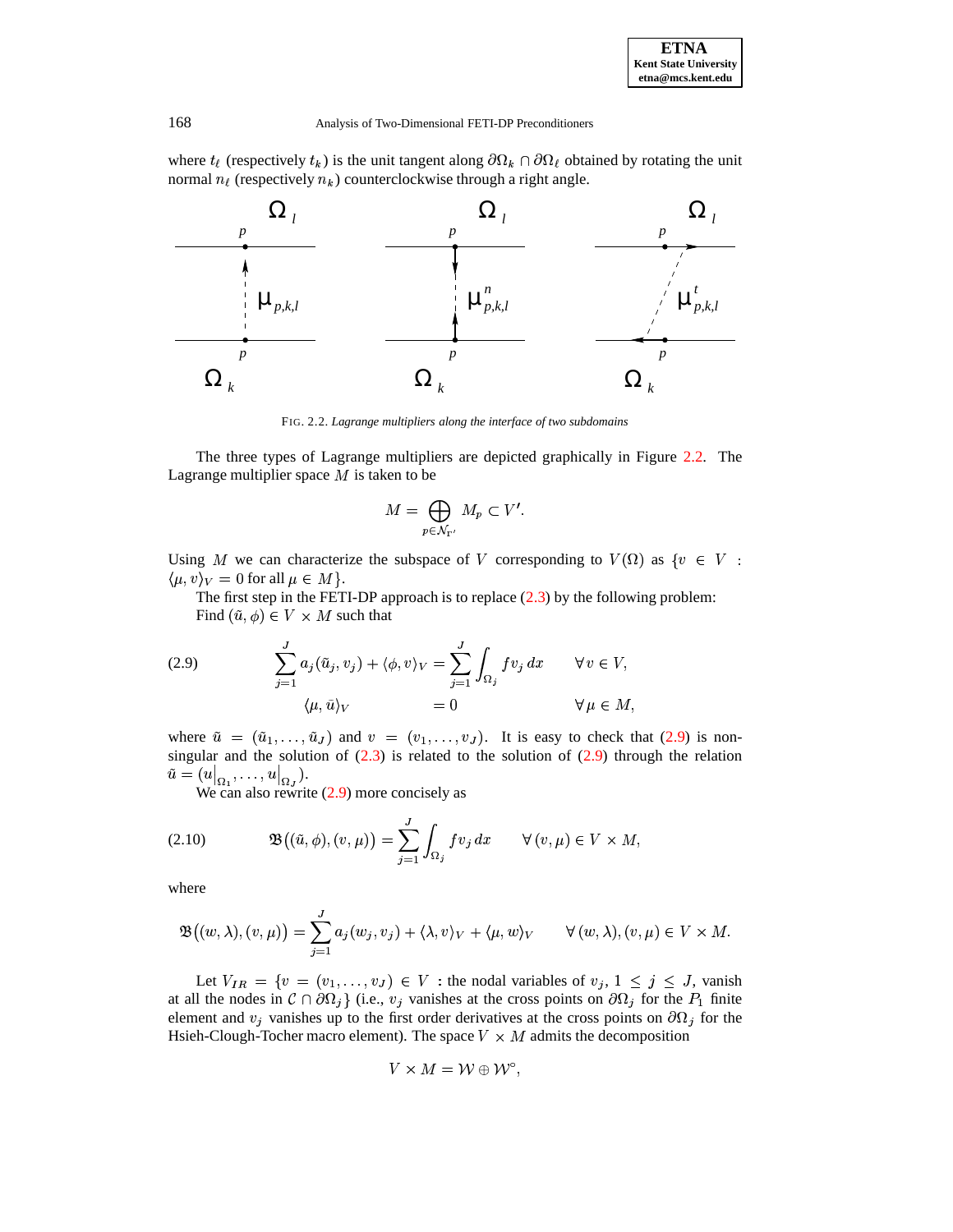where $t_\ell$ (respectively $t_k$) is the unit tangent along $\partial\Omega_k \cap \partial\Omega_\ell$ obtained by rotating the unit normal $n_\ell$ (respectively $n_k$) counterclockwise through a right angle.

FIG. 2.2. *Lagrange multipliers along the interface of two subdomains*

The three types of Lagrange multipliers are depicted graphically in Figure 2.2. The Lagrange multiplier space $M$ is taken to be

$$M = \bigoplus_{p \in \mathcal{N}_{\Gamma'}} M_p \subset V'.$$

Using $M$ we can characterize the subspace of $V$ corresponding to $V(\Omega)$ as $\{v \in V : \langle \mu, v \rangle_V = 0 \text{ for all } \mu \in M\}$.

The first step in the FETI-DP approach is to replace (2.3) by the following problem: Find $(\tilde{u}, \phi) \in V \times M$ such that

$$\begin{aligned} \sum_{j=1}^{J} a_j(\tilde{u}_j, v_j) + \langle \phi, v \rangle_V &= \sum_{j=1}^{J} \int_{\Omega_j} f v_j \, dx & \forall v \in V, \\ \langle \mu, \bar{u} \rangle_V &= 0 & \forall \mu \in M, \end{aligned} \tag{2.9}$$

where $\tilde{u} = (\tilde{u}_1, \ldots, \tilde{u}_J)$ and $v = (v_1, \ldots, v_J)$. It is easy to check that (2.9) is non-singular and the solution of (2.3) is related to the solution of (2.9) through the relation $\tilde{u} = (u\big|_{\Omega_1}, \ldots, u\big|_{\Omega_J})$.

We can also rewrite (2.9) more concisely as

$$\mathfrak{B}\big((\tilde{u}, \phi), (v, \mu)\big) = \sum_{j=1}^{J} \int_{\Omega_j} f v_j \, dx \qquad \forall (v, \mu) \in V \times M, \tag{2.10}$$

where

$$\mathfrak{B}\big((w, \lambda), (v, \mu)\big) = \sum_{j=1}^{J} a_j(w_j, v_j) + \langle \lambda, v \rangle_V + \langle \mu, w \rangle_V \qquad \forall (w, \lambda), (v, \mu) \in V \times M.$$

Let $V_{IR} = \{v = (v_1, \ldots, v_J) \in V :$ the nodal variables of $v_j$, $1 \leq j \leq J$, vanish at all the nodes in $\mathcal{C} \cap \partial\Omega_j\}$ (i.e., $v_j$ vanishes at the cross points on $\partial\Omega_j$ for the $P_1$ finite element and $v_j$ vanishes up to the first order derivatives at the cross points on $\partial\Omega_j$ for the Hsieh-Clough-Tocher macro element). The space $V \times M$ admits the decomposition

$$V \times M = \mathcal{W} \oplus \mathcal{W}^{\circ},$$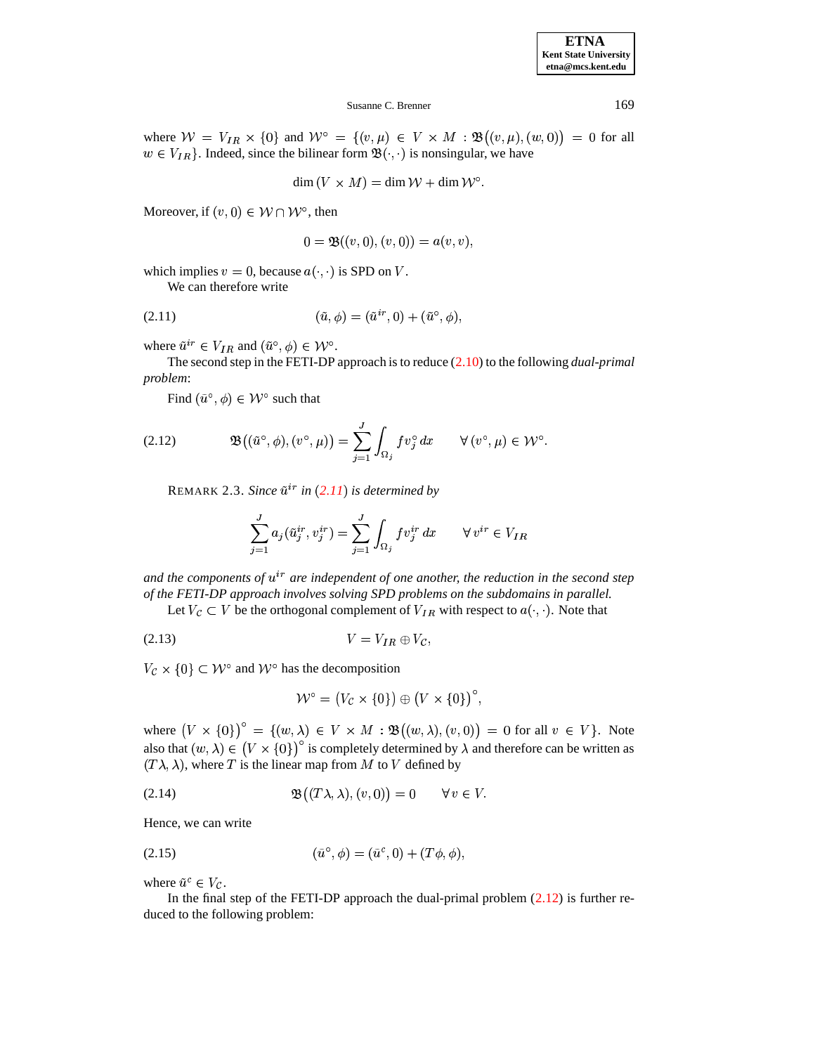where $\mathcal{W} = V_{IR} \times \{0\}$ and $\mathcal{W}^{\circ} = \{(v,\mu) \in V \times M : \mathfrak{B}\big((v,\mu),(w,0)\big) = 0$ for all $w \in V_{IR}\}$. Indeed, since the bilinear form $\mathfrak{B}(\cdot,\cdot)$ is nonsingular, we have

$$\dim(V \times M) = \dim \mathcal{W} + \dim \mathcal{W}^{\circ}.$$

Moreover, if $(v,0) \in \mathcal{W} \cap \mathcal{W}^{\circ}$, then

$$0 = \mathfrak{B}((v,0),(v,0)) = a(v,v),$$

which implies $v = 0$, because $a(\cdot,\cdot)$ is SPD on $V$.

We can therefore write

$$(\tilde{u},\phi) = (\tilde{u}^{ir},0) + (\tilde{u}^{\circ},\phi), \tag{2.11}$$

where $\tilde{u}^{ir} \in V_{IR}$ and $(\tilde{u}^{\circ},\phi) \in \mathcal{W}^{\circ}$.

The second step in the FETI-DP approach is to reduce (2.10) to the following *dual-primal problem*:

Find $(\bar{u}^{\circ},\phi) \in \mathcal{W}^{\circ}$ such that

$$\mathfrak{B}\big((\tilde{u}^{\circ},\phi),(v^{\circ},\mu)\big) = \sum_{j=1}^{J} \int_{\Omega_j} f v_j^{\circ}\, dx \qquad \forall\, (v^{\circ},\mu) \in \mathcal{W}^{\circ}. \tag{2.12}$$

REMARK 2.3. *Since $\tilde{u}^{ir}$ in (2.11) is determined by*

$$\sum_{j=1}^{J} a_j(\tilde{u}_j^{ir}, v_j^{ir}) = \sum_{j=1}^{J} \int_{\Omega_j} f v_j^{ir}\, dx \qquad \forall\, v^{ir} \in V_{IR}$$

*and the components of $u^{ir}$ are independent of one another, the reduction in the second step of the FETI-DP approach involves solving SPD problems on the subdomains in parallel.*

Let $V_{\mathcal{C}} \subset V$ be the orthogonal complement of $V_{IR}$ with respect to $a(\cdot,\cdot)$. Note that

$$V = V_{IR} \oplus V_{\mathcal{C}}, \tag{2.13}$$

$V_{\mathcal{C}} \times \{0\} \subset \mathcal{W}^{\circ}$ and $\mathcal{W}^{\circ}$ has the decomposition

$$\mathcal{W}^{\circ} = \big(V_{\mathcal{C}} \times \{0\}\big) \oplus \big(V \times \{0\}\big)^{\circ},$$

where $\big(V \times \{0\}\big)^{\circ} = \{(w,\lambda) \in V \times M : \mathfrak{B}\big((w,\lambda),(v,0)\big) = 0$ for all $v \in V\}$. Note also that $(w,\lambda) \in \big(V \times \{0\}\big)^{\circ}$ is completely determined by $\lambda$ and therefore can be written as $(T\lambda,\lambda)$, where $T$ is the linear map from $M$ to $V$ defined by

$$\mathfrak{B}\big((T\lambda,\lambda),(v,0)\big) = 0 \qquad \forall\, v \in V. \tag{2.14}$$

Hence, we can write

$$(\bar{u}^{\circ},\phi) = (\bar{u}^{c},0) + (T\phi,\phi), \tag{2.15}$$

where $\tilde{u}^{c} \in V_{\mathcal{C}}$.

In the final step of the FETI-DP approach the dual-primal problem (2.12) is further reduced to the following problem: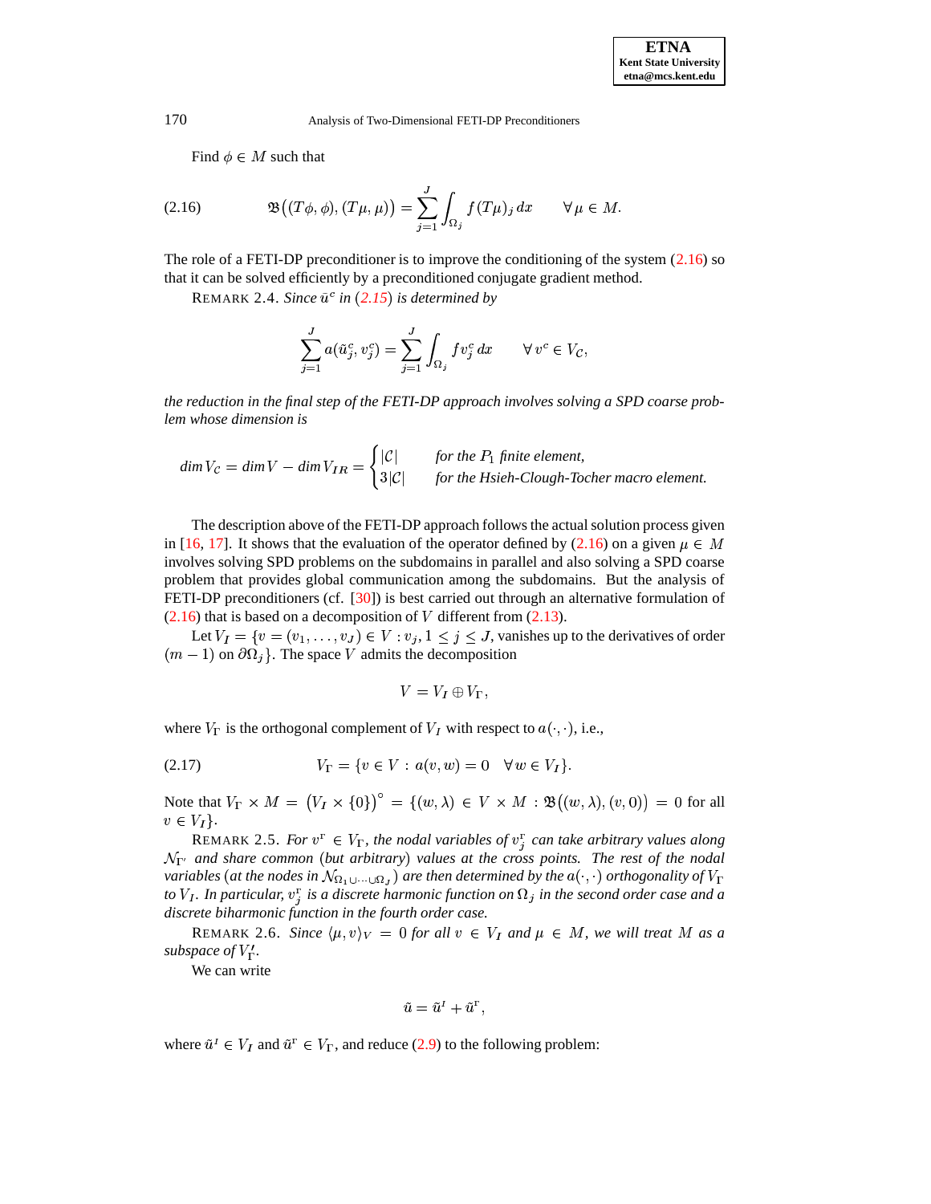Find $\phi \in M$ such that

$$\mathfrak{B}\big((T\phi, \phi), (T\mu, \mu)\big) = \sum_{j=1}^{J} \int_{\Omega_j} f\,(T\mu)_j\,dx \qquad \forall\,\mu \in M. \tag{2.16}$$

The role of a FETI-DP preconditioner is to improve the conditioning of the system (2.16) so that it can be solved efficiently by a preconditioned conjugate gradient method.

REMARK 2.4. *Since $\tilde{u}^c$ in (2.15) is determined by*

$$\sum_{j=1}^{J} a(\tilde{u}_j^c, v_j^c) = \sum_{j=1}^{J} \int_{\Omega_j} f v_j^c\,dx \qquad \forall\, v^c \in V_{\mathcal{C}},$$

*the reduction in the final step of the FETI-DP approach involves solving a SPD coarse problem whose dimension is*

$$\mathit{dim}\, V_{\mathcal{C}} = \mathit{dim}\, V - \mathit{dim}\, V_{IR} = \begin{cases} |\mathcal{C}| & \textit{for the } P_1 \textit{ finite element,} \\ 3|\mathcal{C}| & \textit{for the Hsieh-Clough-Tocher macro element.} \end{cases}$$

The description above of the FETI-DP approach follows the actual solution process given in [16, 17]. It shows that the evaluation of the operator defined by (2.16) on a given $\mu \in M$ involves solving SPD problems on the subdomains in parallel and also solving a SPD coarse problem that provides global communication among the subdomains. But the analysis of FETI-DP preconditioners (cf. [30]) is best carried out through an alternative formulation of (2.16) that is based on a decomposition of $V$ different from (2.13).

Let $V_I = \{v = (v_1, \ldots, v_J) \in V : v_j, 1 \leq j \leq J$, vanishes up to the derivatives of order $(m-1)$ on $\partial\Omega_j\}$. The space $V$ admits the decomposition

$$V = V_I \oplus V_\Gamma,$$

where $V_\Gamma$ is the orthogonal complement of $V_I$ with respect to $a(\cdot,\cdot)$, i.e.,

$$V_\Gamma = \{v \in V : a(v, w) = 0 \quad \forall\, w \in V_I\}. \tag{2.17}$$

Note that $V_\Gamma \times M = \big(V_I \times \{0\}\big)^\circ = \{(w, \lambda) \in V \times M : \mathfrak{B}\big((w,\lambda),(v,0)\big) = 0$ for all $v \in V_I\}$.

REMARK 2.5. *For $v^\Gamma \in V_\Gamma$, the nodal variables of $v_j^\Gamma$ can take arbitrary values along $\mathcal{N}_{\Gamma'}$ and share common (but arbitrary) values at the cross points. The rest of the nodal variables (at the nodes in $\mathcal{N}_{\Omega_1 \cup \cdots \cup \Omega_J}$) are then determined by the $a(\cdot,\cdot)$ orthogonality of $V_\Gamma$ to $V_I$. In particular, $v_j^\Gamma$ is a discrete harmonic function on $\Omega_j$ in the second order case and a discrete biharmonic function in the fourth order case.*

REMARK 2.6. *Since $\langle \mu, v\rangle_V = 0$ for all $v \in V_I$ and $\mu \in M$, we will treat $M$ as a subspace of $V_\Gamma'$.*

We can write

$$\tilde{u} = \tilde{u}^I + \tilde{u}^\Gamma,$$

where $\tilde{u}^I \in V_I$ and $\tilde{u}^\Gamma \in V_\Gamma$, and reduce (2.9) to the following problem: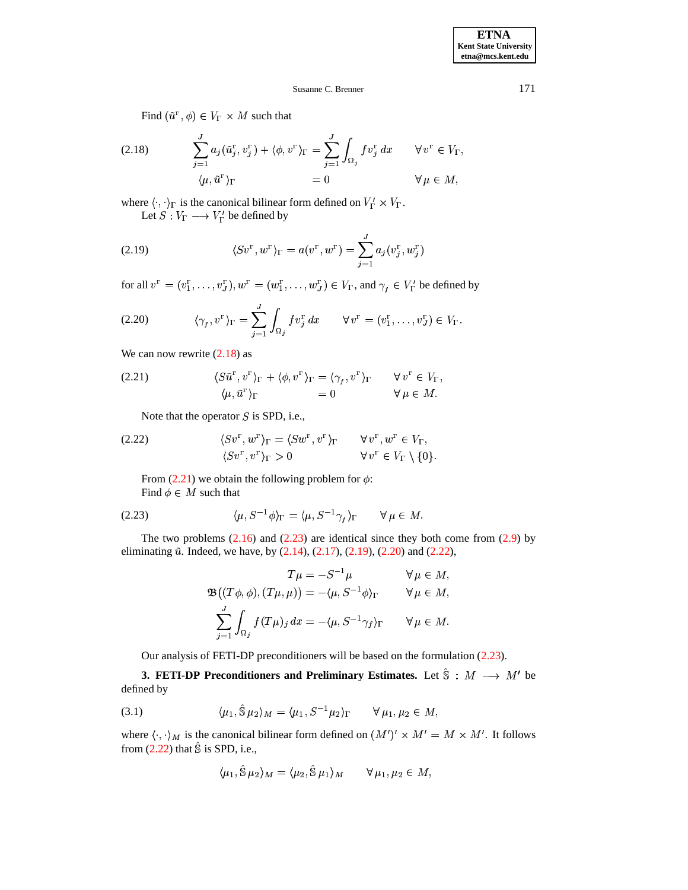Find $(\tilde{u}^{\mathrm{r}}, \phi) \in V_\Gamma \times M$ such that

$$
\begin{aligned}
&\sum_{j=1}^{J} a_j(\tilde{u}_j^{\mathrm{r}}, v_j^{\mathrm{r}}) + \langle \phi, v^{\mathrm{r}} \rangle_\Gamma = \sum_{j=1}^{J} \int_{\Omega_j} f v_j^{\mathrm{r}} \, dx \qquad \forall v^{\mathrm{r}} \in V_\Gamma, \\
&\langle \mu, \tilde{u}^{\mathrm{r}} \rangle_\Gamma \qquad\qquad\qquad\qquad\quad = 0 \qquad\qquad\qquad\qquad\; \forall \mu \in M,
\end{aligned}
\tag{2.18}
$$

where $\langle \cdot, \cdot \rangle_\Gamma$ is the canonical bilinear form defined on $V_\Gamma' \times V_\Gamma$.

Let $S : V_\Gamma \longrightarrow V_\Gamma'$ be defined by

$$
\langle S v^{\mathrm{r}}, w^{\mathrm{r}} \rangle_\Gamma = a(v^{\mathrm{r}}, w^{\mathrm{r}}) = \sum_{j=1}^{J} a_j(v_j^{\mathrm{r}}, w_j^{\mathrm{r}})
\tag{2.19}
$$

for all $v^{\mathrm{r}} = (v_1^{\mathrm{r}}, \ldots, v_J^{\mathrm{r}}), w^{\mathrm{r}} = (w_1^{\mathrm{r}}, \ldots, w_J^{\mathrm{r}}) \in V_\Gamma$, and $\gamma_f \in V_\Gamma'$ be defined by

$$
\langle \gamma_f, v^{\mathrm{r}} \rangle_\Gamma = \sum_{j=1}^{J} \int_{\Omega_j} f v_j^{\mathrm{r}} \, dx \qquad \forall v^{\mathrm{r}} = (v_1^{\mathrm{r}}, \ldots, v_J^{\mathrm{r}}) \in V_\Gamma.
\tag{2.20}
$$

We can now rewrite (2.18) as

$$
\begin{aligned}
&\langle S\tilde{u}^{\mathrm{r}}, v^{\mathrm{r}} \rangle_\Gamma + \langle \phi, v^{\mathrm{r}} \rangle_\Gamma = \langle \gamma_f, v^{\mathrm{r}} \rangle_\Gamma \qquad \forall v^{\mathrm{r}} \in V_\Gamma, \\
&\langle \mu, \tilde{u}^{\mathrm{r}} \rangle_\Gamma \qquad\qquad\qquad\; = 0 \qquad\qquad\quad\; \forall \mu \in M.
\end{aligned}
\tag{2.21}
$$

Note that the operator $S$ is SPD, i.e.,

$$
\begin{aligned}
&\langle S v^{\mathrm{r}}, w^{\mathrm{r}} \rangle_\Gamma = \langle S w^{\mathrm{r}}, v^{\mathrm{r}} \rangle_\Gamma \qquad \forall v^{\mathrm{r}}, w^{\mathrm{r}} \in V_\Gamma, \\
&\langle S v^{\mathrm{r}}, v^{\mathrm{r}} \rangle_\Gamma > 0 \qquad\qquad\qquad \forall v^{\mathrm{r}} \in V_\Gamma \setminus \{0\}.
\end{aligned}
\tag{2.22}
$$

From (2.21) we obtain the following problem for $\phi$:

Find $\phi \in M$ such that

$$
\langle \mu, S^{-1}\phi \rangle_\Gamma = \langle \mu, S^{-1}\gamma_f \rangle_\Gamma \qquad \forall \mu \in M.
\tag{2.23}
$$

The two problems (2.16) and (2.23) are identical since they both come from (2.9) by eliminating $\tilde{u}$. Indeed, we have, by (2.14), (2.17), (2.19), (2.20) and (2.22),

$$
\begin{aligned}
T\mu &= -S^{-1}\mu \qquad\qquad\qquad \forall \mu \in M, \\
\mathfrak{B}\big((T\phi, \phi), (T\mu, \mu)\big) &= -\langle \mu, S^{-1}\phi \rangle_\Gamma \qquad \forall \mu \in M, \\
\sum_{j=1}^{J} \int_{\Omega_j} f (T\mu)_j \, dx &= -\langle \mu, S^{-1}\gamma_f \rangle_\Gamma \qquad \forall \mu \in M.
\end{aligned}
$$

Our analysis of FETI-DP preconditioners will be based on the formulation (2.23).

**3. FETI-DP Preconditioners and Preliminary Estimates.** Let $\hat{\mathbb{S}} : M \longrightarrow M'$ be defined by

$$
\langle \mu_1, \hat{\mathbb{S}}\mu_2 \rangle_M = \langle \mu_1, S^{-1}\mu_2 \rangle_\Gamma \qquad \forall \mu_1, \mu_2 \in M,
\tag{3.1}
$$

where $\langle \cdot, \cdot \rangle_M$ is the canonical bilinear form defined on $(M')' \times M' = M \times M'$. It follows from (2.22) that $\hat{\mathbb{S}}$ is SPD, i.e.,

$$
\langle \mu_1, \hat{\mathbb{S}}\mu_2 \rangle_M = \langle \mu_2, \hat{\mathbb{S}}\mu_1 \rangle_M \qquad \forall \mu_1, \mu_2 \in M,
$$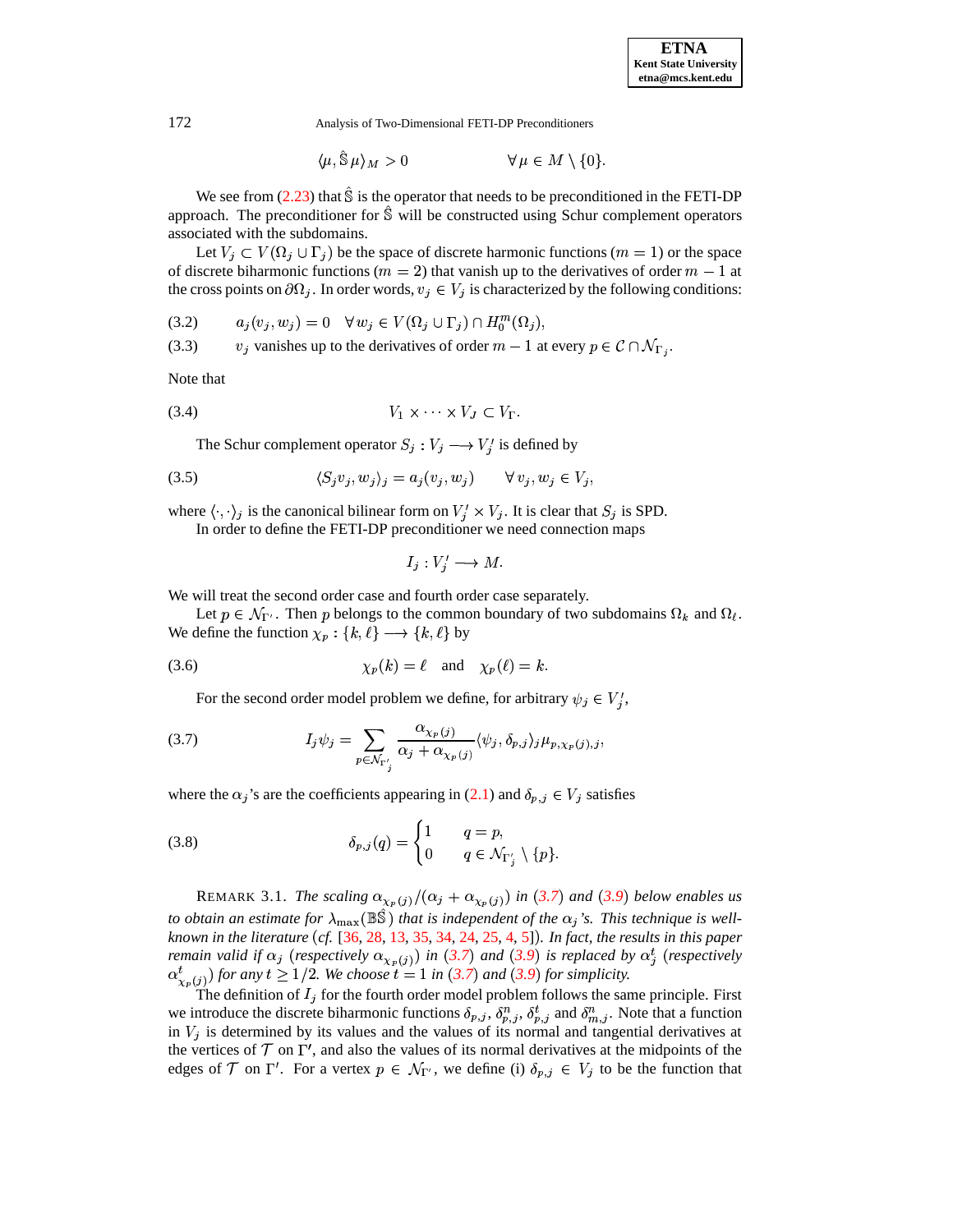$$\langle \mu, \hat{\mathbb{S}}\,\mu \rangle_M > 0 \qquad\qquad \forall \mu \in M \setminus \{0\}.$$

We see from (2.23) that $\hat{\mathbb{S}}$ is the operator that needs to be preconditioned in the FETI-DP approach. The preconditioner for $\hat{\mathbb{S}}$ will be constructed using Schur complement operators associated with the subdomains.

Let $V_j \subset V(\Omega_j \cup \Gamma_j)$ be the space of discrete harmonic functions ($m = 1$) or the space of discrete biharmonic functions ($m = 2$) that vanish up to the derivatives of order $m-1$ at the cross points on $\partial\Omega_j$. In order words, $v_j \in V_j$ is characterized by the following conditions:

$$a_j(v_j, w_j) = 0 \quad \forall w_j \in V(\Omega_j \cup \Gamma_j) \cap H_0^m(\Omega_j), \tag{3.2}$$

(3.3) $\quad v_j$ vanishes up to the derivatives of order $m-1$ at every $p \in \mathcal{C} \cap \mathcal{N}_{\Gamma_j}$.

Note that

$$V_1 \times \cdots \times V_J \subset V_\Gamma. \tag{3.4}$$

The Schur complement operator $S_j : V_j \longrightarrow V_j'$ is defined by

$$\langle S_j v_j, w_j \rangle_j = a_j(v_j, w_j) \qquad \forall v_j, w_j \in V_j, \tag{3.5}$$

where $\langle \cdot, \cdot \rangle_j$ is the canonical bilinear form on $V_j' \times V_j$. It is clear that $S_j$ is SPD.

In order to define the FETI-DP preconditioner we need connection maps

$$I_j : V_j' \longrightarrow M.$$

We will treat the second order case and fourth order case separately.

Let $p \in \mathcal{N}_{\Gamma'}$. Then $p$ belongs to the common boundary of two subdomains $\Omega_k$ and $\Omega_\ell$. We define the function $\chi_p : \{k, \ell\} \longrightarrow \{k, \ell\}$ by

$$\chi_p(k) = \ell \quad \text{and} \quad \chi_p(\ell) = k. \tag{3.6}$$

For the second order model problem we define, for arbitrary $\psi_j \in V_j'$,

$$I_j \psi_j = \sum_{p \in \mathcal{N}_{\Gamma_j'}} \frac{\alpha_{\chi_p(j)}}{\alpha_j + \alpha_{\chi_p(j)}} \langle \psi_j, \delta_{p,j} \rangle_j \mu_{p, \chi_p(j), j}, \tag{3.7}$$

where the $\alpha_j$'s are the coefficients appearing in (2.1) and $\delta_{p,j} \in V_j$ satisfies

$$\delta_{p,j}(q) = \begin{cases} 1 & q = p, \\ 0 & q \in \mathcal{N}_{\Gamma_j'} \setminus \{p\}. \end{cases} \tag{3.8}$$

REMARK 3.1. *The scaling $\alpha_{\chi_p(j)}/(\alpha_j + \alpha_{\chi_p(j)})$ in (3.7) and (3.9) below enables us to obtain an estimate for $\lambda_{\max}(\mathbb{B}\hat{\mathbb{S}})$ that is independent of the $\alpha_j$'s. This technique is well-known in the literature (cf. [36, 28, 13, 35, 34, 24, 25, 4, 5]). In fact, the results in this paper remain valid if $\alpha_j$ (respectively $\alpha_{\chi_p(j)}$) in (3.7) and (3.9) is replaced by $\alpha_j^t$ (respectively $\alpha_{\chi_p(j)}^t$) for any $t \geq 1/2$. We choose $t = 1$ in (3.7) and (3.9) for simplicity.*

The definition of $I_j$ for the fourth order model problem follows the same principle. First we introduce the discrete biharmonic functions $\delta_{p,j}$, $\delta_{p,j}^n$, $\delta_{p,j}^t$ and $\delta_{m,j}^n$. Note that a function in $V_j$ is determined by its values and the values of its normal and tangential derivatives at the vertices of $\mathcal{T}$ on $\Gamma'$, and also the values of its normal derivatives at the midpoints of the edges of $\mathcal{T}$ on $\Gamma'$. For a vertex $p \in \mathcal{N}_{\Gamma'}$, we define (i) $\delta_{p,j} \in V_j$ to be the function that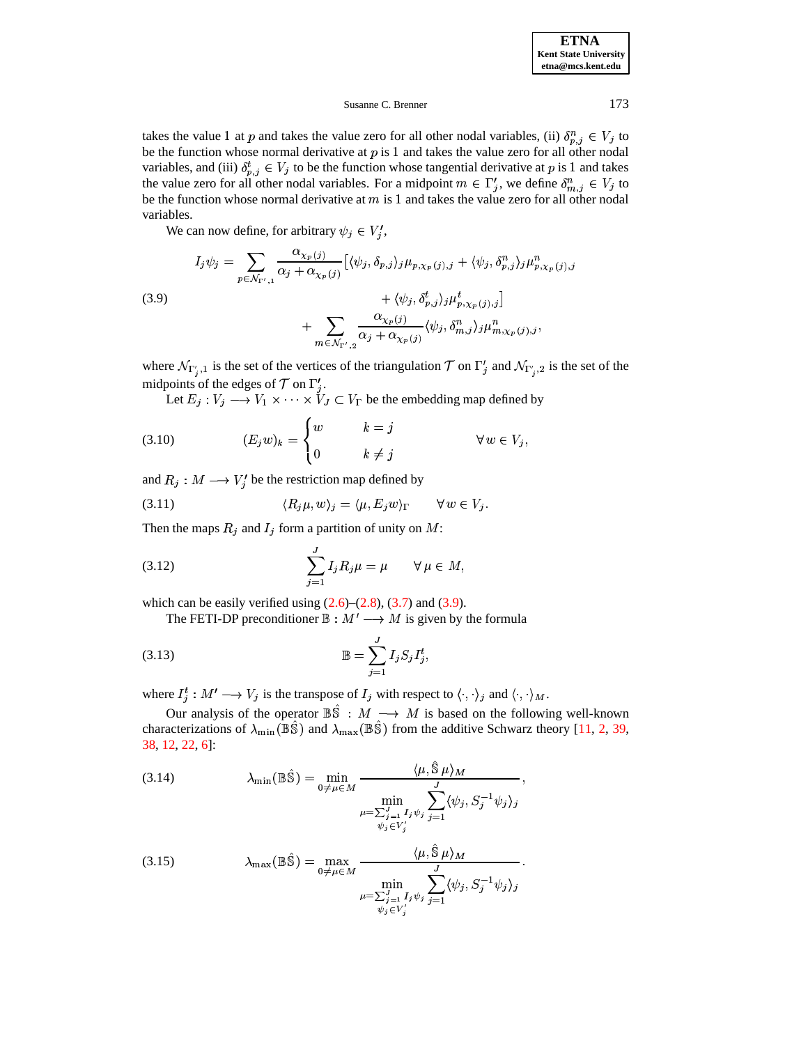takes the value 1 at $p$ and takes the value zero for all other nodal variables, (ii) $\delta^n_{p,j} \in V_j$ to be the function whose normal derivative at $p$ is 1 and takes the value zero for all other nodal variables, and (iii) $\delta^t_{p,j} \in V_j$ to be the function whose tangential derivative at $p$ is 1 and takes the value zero for all other nodal variables. For a midpoint $m \in \Gamma'_j$, we define $\delta^n_{m,j} \in V_j$ to be the function whose normal derivative at $m$ is 1 and takes the value zero for all other nodal variables.

We can now define, for arbitrary $\psi_j \in V'_j$,

$$
\begin{aligned}
I_j \psi_j = \sum_{p \in \mathcal{N}_{\Gamma',1}} \frac{\alpha_{\chi_p(j)}}{\alpha_j + \alpha_{\chi_p(j)}} \big[ \langle \psi_j, \delta_{p,j} \rangle_j \mu_{p,\chi_p(j),j} &+ \langle \psi_j, \delta^n_{p,j} \rangle_j \mu^n_{p,\chi_p(j),j} \\
&+ \langle \psi_j, \delta^t_{p,j} \rangle_j \mu^t_{p,\chi_p(j),j} \big] \\
&+ \sum_{m \in \mathcal{N}_{\Gamma',2}} \frac{\alpha_{\chi_p(j)}}{\alpha_j + \alpha_{\chi_p(j)}} \langle \psi_j, \delta^n_{m,j} \rangle_j \mu^n_{m,\chi_p(j),j},
\end{aligned}
\tag{3.9}
$$

where $\mathcal{N}_{\Gamma'_j,1}$ is the set of the vertices of the triangulation $\mathcal{T}$ on $\Gamma'_j$ and $\mathcal{N}_{\Gamma'_j,2}$ is the set of the midpoints of the edges of $\mathcal{T}$ on $\Gamma'_j$.

Let $E_j : V_j \longrightarrow V_1 \times \cdots \times V_J \subset V_\Gamma$ be the embedding map defined by

$$
(E_j w)_k = \begin{cases} w & k = j \\ 0 & k \neq j \end{cases} \qquad \forall\, w \in V_j, \tag{3.10}
$$

and $R_j : M \longrightarrow V'_j$ be the restriction map defined by

$$
\langle R_j \mu, w \rangle_j = \langle \mu, E_j w \rangle_\Gamma \qquad \forall\, w \in V_j. \tag{3.11}
$$

Then the maps $R_j$ and $I_j$ form a partition of unity on $M$:

$$
\sum_{j=1}^{J} I_j R_j \mu = \mu \qquad \forall\, \mu \in M, \tag{3.12}
$$

which can be easily verified using (2.6)–(2.8), (3.7) and (3.9).

The FETI-DP preconditioner $\mathbb{B} : M' \longrightarrow M$ is given by the formula

$$
\mathbb{B} = \sum_{j=1}^{J} I_j S_j I_j^t, \tag{3.13}
$$

where $I_j^t : M' \longrightarrow V_j$ is the transpose of $I_j$ with respect to $\langle \cdot, \cdot \rangle_j$ and $\langle \cdot, \cdot \rangle_M$.

Our analysis of the operator $\mathbb{B}\hat{\mathbb{S}} : M \longrightarrow M$ is based on the following well-known characterizations of $\lambda_{\min}(\mathbb{B}\hat{\mathbb{S}})$ and $\lambda_{\max}(\mathbb{B}\hat{\mathbb{S}})$ from the additive Schwarz theory [11, 2, 39, 38, 12, 22, 6]:

$$
\lambda_{\min}(\mathbb{B}\hat{\mathbb{S}}) = \min_{0 \neq \mu \in M} \frac{\langle \mu, \hat{\mathbb{S}}\, \mu \rangle_M}{\displaystyle \min_{\substack{\mu = \sum_{j=1}^J I_j \psi_j \\ \psi_j \in V'_j}} \sum_{j=1}^{J} \langle \psi_j, S_j^{-1} \psi_j \rangle_j}, \tag{3.14}
$$

$$
\lambda_{\max}(\mathbb{B}\hat{\mathbb{S}}) = \max_{0 \neq \mu \in M} \frac{\langle \mu, \hat{\mathbb{S}}\, \mu \rangle_M}{\displaystyle \min_{\substack{\mu = \sum_{j=1}^J I_j \psi_j \\ \psi_j \in V'_j}} \sum_{j=1}^{J} \langle \psi_j, S_j^{-1} \psi_j \rangle_j}. \tag{3.15}
$$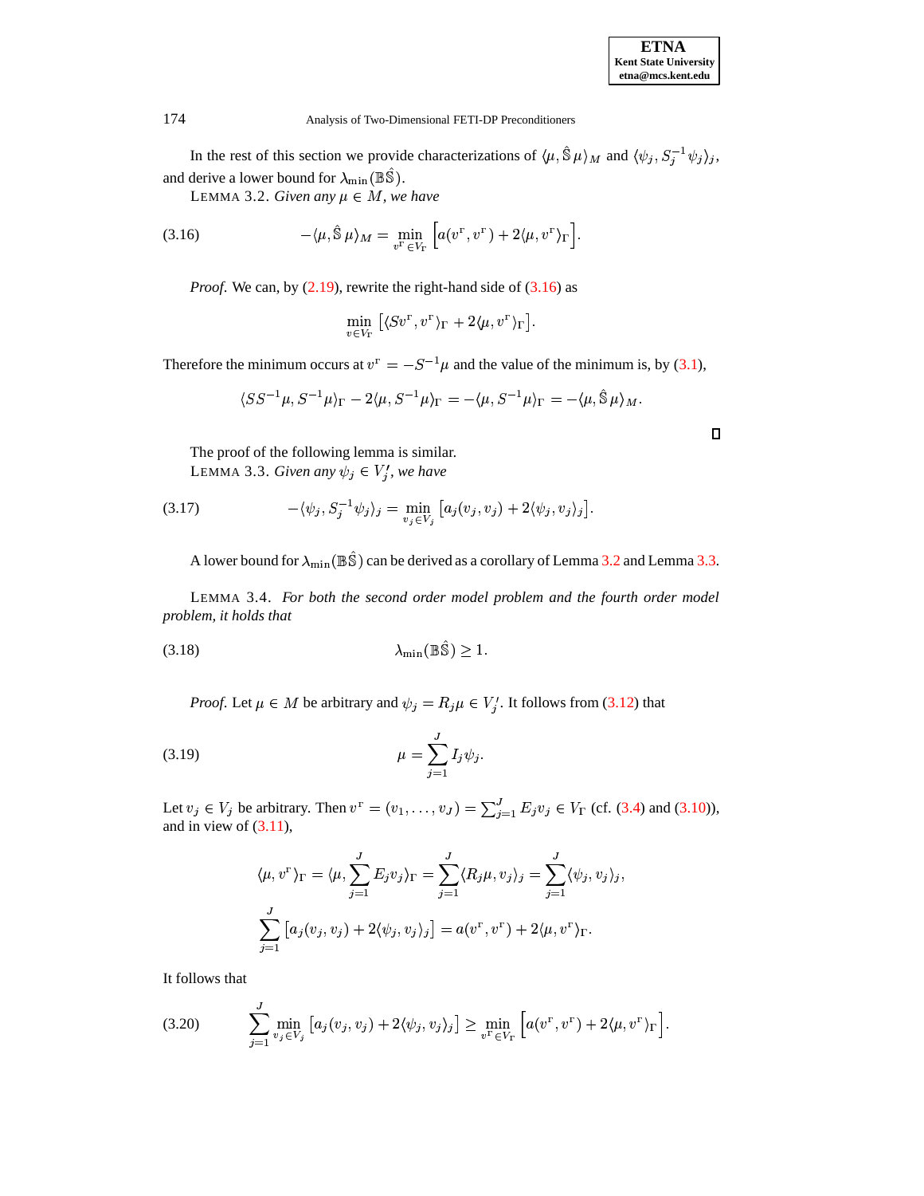In the rest of this section we provide characterizations of $\langle \mu, \hat{\mathbb{S}}\, \mu \rangle_M$ and $\langle \psi_j, S_j^{-1} \psi_j \rangle_j$, and derive a lower bound for $\lambda_{\min}(\mathbb{B}\hat{\mathbb{S}})$.

LEMMA 3.2. *Given any* $\mu \in M$, *we have*

$$-\langle \mu, \hat{\mathbb{S}}\, \mu \rangle_M = \min_{v^\Gamma \in V_\Gamma} \Big[ a(v^\Gamma, v^\Gamma) + 2\langle \mu, v^\Gamma \rangle_\Gamma \Big]. \tag{3.16}$$

*Proof.* We can, by (2.19), rewrite the right-hand side of (3.16) as

$$\min_{v \in V_\Gamma} \big[ \langle S v^\Gamma, v^\Gamma \rangle_\Gamma + 2\langle \mu, v^\Gamma \rangle_\Gamma \big].$$

Therefore the minimum occurs at $v^\Gamma = -S^{-1}\mu$ and the value of the minimum is, by (3.1),

$$\langle S S^{-1}\mu, S^{-1}\mu \rangle_\Gamma - 2\langle \mu, S^{-1}\mu \rangle_\Gamma = -\langle \mu, S^{-1}\mu \rangle_\Gamma = -\langle \mu, \hat{\mathbb{S}}\, \mu \rangle_M .$$

□

The proof of the following lemma is similar.

LEMMA 3.3. *Given any* $\psi_j \in V_j'$, *we have*

$$-\langle \psi_j, S_j^{-1} \psi_j \rangle_j = \min_{v_j \in V_j} \big[ a_j(v_j, v_j) + 2\langle \psi_j, v_j \rangle_j \big]. \tag{3.17}$$

A lower bound for $\lambda_{\min}(\mathbb{B}\hat{\mathbb{S}})$ can be derived as a corollary of Lemma 3.2 and Lemma 3.3.

LEMMA 3.4. *For both the second order model problem and the fourth order model problem, it holds that*

$$\lambda_{\min}(\mathbb{B}\hat{\mathbb{S}}) \geq 1. \tag{3.18}$$

*Proof.* Let $\mu \in M$ be arbitrary and $\psi_j = R_j \mu \in V_j'$. It follows from (3.12) that

$$\mu = \sum_{j=1}^{J} I_j \psi_j. \tag{3.19}$$

Let $v_j \in V_j$ be arbitrary. Then $v^\Gamma = (v_1, \ldots, v_J) = \sum_{j=1}^{J} E_j v_j \in V_\Gamma$ (cf. (3.4) and (3.10)), and in view of (3.11),

$$\langle \mu, v^\Gamma \rangle_\Gamma = \langle \mu, \sum_{j=1}^{J} E_j v_j \rangle_\Gamma = \sum_{j=1}^{J} \langle R_j \mu, v_j \rangle_j = \sum_{j=1}^{J} \langle \psi_j, v_j \rangle_j,$$

$$\sum_{j=1}^{J} \big[ a_j(v_j, v_j) + 2\langle \psi_j, v_j \rangle_j \big] = a(v^\Gamma, v^\Gamma) + 2\langle \mu, v^\Gamma \rangle_\Gamma .$$

It follows that

$$\sum_{j=1}^{J} \min_{v_j \in V_j} \big[ a_j(v_j, v_j) + 2\langle \psi_j, v_j \rangle_j \big] \geq \min_{v^\Gamma \in V_\Gamma} \Big[ a(v^\Gamma, v^\Gamma) + 2\langle \mu, v^\Gamma \rangle_\Gamma \Big]. \tag{3.20}$$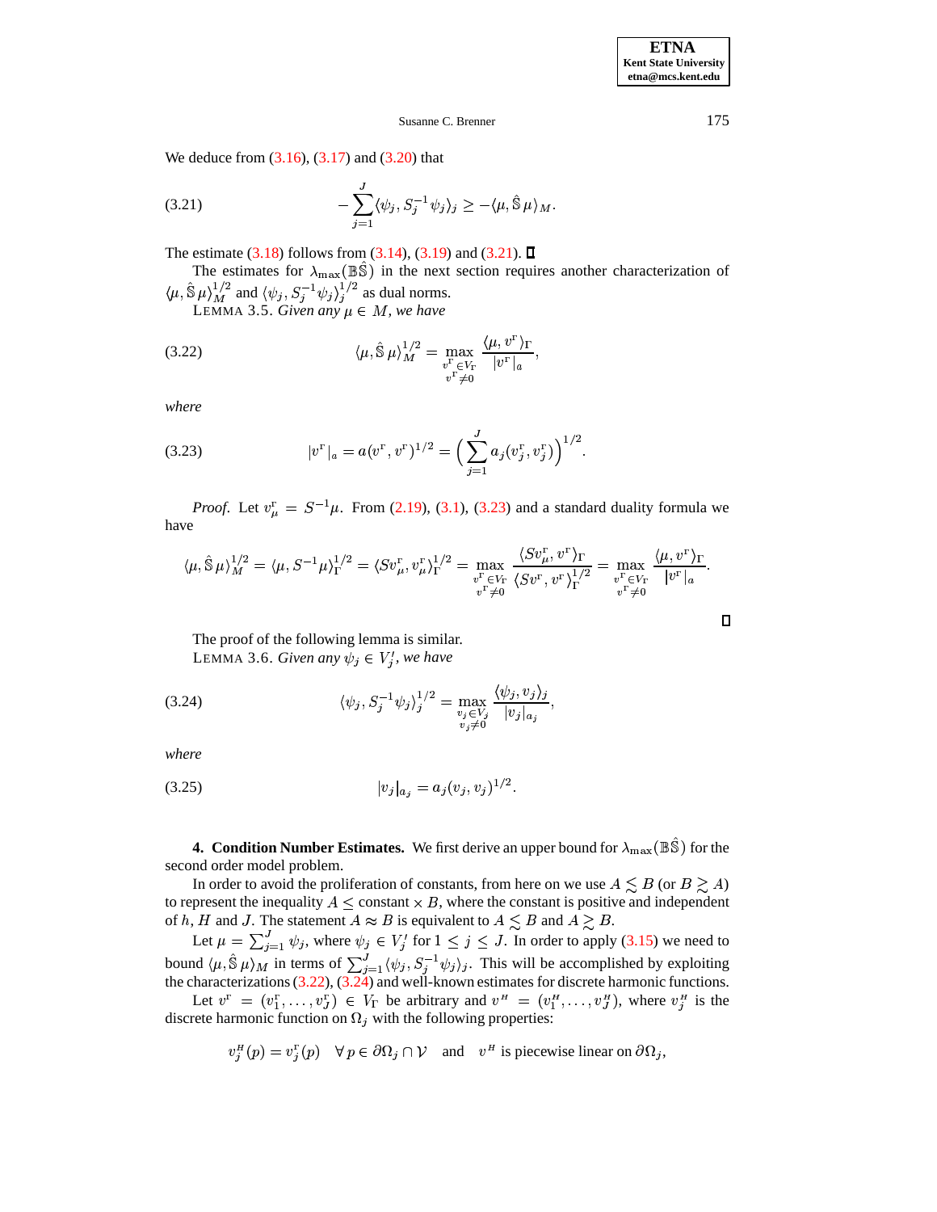We deduce from (3.16), (3.17) and (3.20) that

$$
-\sum_{j=1}^{J} \langle \psi_j, S_j^{-1}\psi_j\rangle_j \geq -\langle \mu, \hat{\mathbb{S}}\,\mu\rangle_M. \tag{3.21}
$$

The estimate (3.18) follows from (3.14), (3.19) and (3.21). ∎

The estimates for $\lambda_{\max}(\mathbb{B}\hat{\mathbb{S}})$ in the next section requires another characterization of $\langle \mu, \hat{\mathbb{S}}\,\mu\rangle_M^{1/2}$ and $\langle \psi_j, S_j^{-1}\psi_j\rangle_j^{1/2}$ as dual norms.

LEMMA 3.5. *Given any $\mu \in M$, we have*

$$
\langle \mu, \hat{\mathbb{S}}\,\mu\rangle_M^{1/2} = \max_{\substack{v^{\Gamma}\in V_\Gamma \\ v^{\Gamma}\neq 0}} \frac{\langle \mu, v^{\Gamma}\rangle_\Gamma}{|v^{\Gamma}|_a}, \tag{3.22}
$$

*where*

$$
|v^{\Gamma}|_a = a(v^{\Gamma}, v^{\Gamma})^{1/2} = \Big(\sum_{j=1}^{J} a_j(v_j^{\Gamma}, v_j^{\Gamma})\Big)^{1/2}. \tag{3.23}
$$

*Proof.* Let $v_\mu^{\Gamma} = S^{-1}\mu$. From (2.19), (3.1), (3.23) and a standard duality formula we have

$$
\langle \mu, \hat{\mathbb{S}}\,\mu\rangle_M^{1/2} = \langle \mu, S^{-1}\mu\rangle_\Gamma^{1/2} = \langle S v_\mu^{\Gamma}, v_\mu^{\Gamma}\rangle_\Gamma^{1/2} = \max_{\substack{v^{\Gamma}\in V_\Gamma \\ v^{\Gamma}\neq 0}} \frac{\langle S v_\mu^{\Gamma}, v^{\Gamma}\rangle_\Gamma}{\langle S v^{\Gamma}, v^{\Gamma}\rangle_\Gamma^{1/2}} = \max_{\substack{v^{\Gamma}\in V_\Gamma \\ v^{\Gamma}\neq 0}} \frac{\langle \mu, v^{\Gamma}\rangle_\Gamma}{|v^{\Gamma}|_a}.
$$

∎

The proof of the following lemma is similar.

LEMMA 3.6. *Given any $\psi_j \in V_j'$, we have*

$$
\langle \psi_j, S_j^{-1}\psi_j\rangle_j^{1/2} = \max_{\substack{v_j\in V_j \\ v_j\neq 0}} \frac{\langle \psi_j, v_j\rangle_j}{|v_j|_{a_j}}, \tag{3.24}
$$

*where*

$$
|v_j|_{a_j} = a_j(v_j, v_j)^{1/2}. \tag{3.25}
$$

**4. Condition Number Estimates.** We first derive an upper bound for $\lambda_{\max}(\mathbb{B}\hat{\mathbb{S}})$ for the second order model problem.

In order to avoid the proliferation of constants, from here on we use $A \lesssim B$ (or $B \gtrsim A$) to represent the inequality $A \leq \text{constant} \times B$, where the constant is positive and independent of $h$, $H$ and $J$. The statement $A \approx B$ is equivalent to $A \lesssim B$ and $A \gtrsim B$.

Let $\mu = \sum_{j=1}^{J} \psi_j$, where $\psi_j \in V_j'$ for $1 \leq j \leq J$. In order to apply (3.15) we need to bound $\langle \mu, \hat{\mathbb{S}}\,\mu\rangle_M$ in terms of $\sum_{j=1}^{J}\langle \psi_j, S_j^{-1}\psi_j\rangle_j$. This will be accomplished by exploiting the characterizations (3.22), (3.24) and well-known estimates for discrete harmonic functions.

Let $v^{\Gamma} = (v_1^{\Gamma}, \ldots, v_J^{\Gamma}) \in V_\Gamma$ be arbitrary and $v^{H} = (v_1^{H}, \ldots, v_J^{H})$, where $v_j^{H}$ is the discrete harmonic function on $\Omega_j$ with the following properties:

$$
v_j^{H}(p) = v_j^{\Gamma}(p) \quad \forall\, p \in \partial\Omega_j \cap \mathcal{V} \quad \text{and} \quad v^{H} \text{ is piecewise linear on } \partial\Omega_j,
$$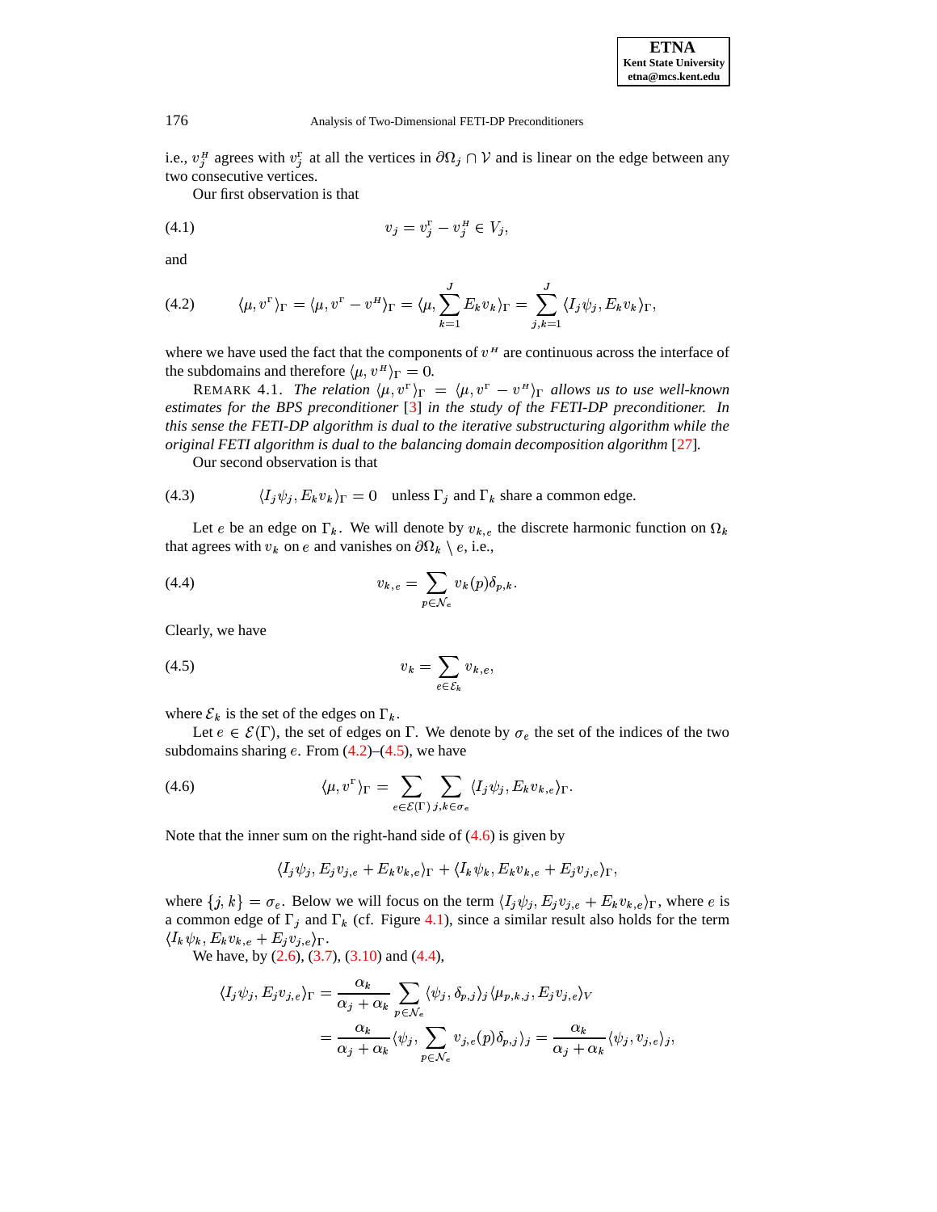i.e., $v_j^H$ agrees with $v_j^\Gamma$ at all the vertices in $\partial\Omega_j \cap \mathcal{V}$ and is linear on the edge between any two consecutive vertices.

Our first observation is that

$$v_j = v_j^\Gamma - v_j^H \in V_j, \tag{4.1}$$

and

$$\langle \mu, v^\Gamma \rangle_\Gamma = \langle \mu, v^\Gamma - v^H \rangle_\Gamma = \langle \mu, \sum_{k=1}^{J} E_k v_k \rangle_\Gamma = \sum_{j,k=1}^{J} \langle I_j \psi_j, E_k v_k \rangle_\Gamma, \tag{4.2}$$

where we have used the fact that the components of $v^H$ are continuous across the interface of the subdomains and therefore $\langle \mu, v^H \rangle_\Gamma = 0$.

REMARK 4.1. *The relation $\langle \mu, v^\Gamma \rangle_\Gamma = \langle \mu, v^\Gamma - v^H \rangle_\Gamma$ allows us to use well-known estimates for the BPS preconditioner* [3] *in the study of the FETI-DP preconditioner. In this sense the FETI-DP algorithm is dual to the iterative substructuring algorithm while the original FETI algorithm is dual to the balancing domain decomposition algorithm* [27].

Our second observation is that

$$\langle I_j \psi_j, E_k v_k \rangle_\Gamma = 0 \quad \text{unless } \Gamma_j \text{ and } \Gamma_k \text{ share a common edge.} \tag{4.3}$$

Let $e$ be an edge on $\Gamma_k$. We will denote by $v_{k,e}$ the discrete harmonic function on $\Omega_k$ that agrees with $v_k$ on $e$ and vanishes on $\partial\Omega_k \setminus e$, i.e.,

$$v_{k,e} = \sum_{p \in \mathcal{N}_e} v_k(p) \delta_{p,k}. \tag{4.4}$$

Clearly, we have

$$v_k = \sum_{e \in \mathcal{E}_k} v_{k,e}, \tag{4.5}$$

where $\mathcal{E}_k$ is the set of the edges on $\Gamma_k$.

Let $e \in \mathcal{E}(\Gamma)$, the set of edges on $\Gamma$. We denote by $\sigma_e$ the set of the indices of the two subdomains sharing $e$. From (4.2)–(4.5), we have

$$\langle \mu, v^\Gamma \rangle_\Gamma = \sum_{e \in \mathcal{E}(\Gamma)} \sum_{j,k \in \sigma_e} \langle I_j \psi_j, E_k v_{k,e} \rangle_\Gamma. \tag{4.6}$$

Note that the inner sum on the right-hand side of (4.6) is given by

$$\langle I_j \psi_j, E_j v_{j,e} + E_k v_{k,e} \rangle_\Gamma + \langle I_k \psi_k, E_k v_{k,e} + E_j v_{j,e} \rangle_\Gamma,$$

where $\{j, k\} = \sigma_e$. Below we will focus on the term $\langle I_j \psi_j, E_j v_{j,e} + E_k v_{k,e} \rangle_\Gamma$, where $e$ is a common edge of $\Gamma_j$ and $\Gamma_k$ (cf. Figure 4.1), since a similar result also holds for the term $\langle I_k \psi_k, E_k v_{k,e} + E_j v_{j,e} \rangle_\Gamma$.

We have, by (2.6), (3.7), (3.10) and (4.4),

$$\begin{aligned}
\langle I_j \psi_j, E_j v_{j,e} \rangle_\Gamma &= \frac{\alpha_k}{\alpha_j + \alpha_k} \sum_{p \in \mathcal{N}_e} \langle \psi_j, \delta_{p,j} \rangle_j \langle \mu_{p,k,j}, E_j v_{j,e} \rangle_V \\
&= \frac{\alpha_k}{\alpha_j + \alpha_k} \langle \psi_j, \sum_{p \in \mathcal{N}_e} v_{j,e}(p) \delta_{p,j} \rangle_j = \frac{\alpha_k}{\alpha_j + \alpha_k} \langle \psi_j, v_{j,e} \rangle_j,
\end{aligned}$$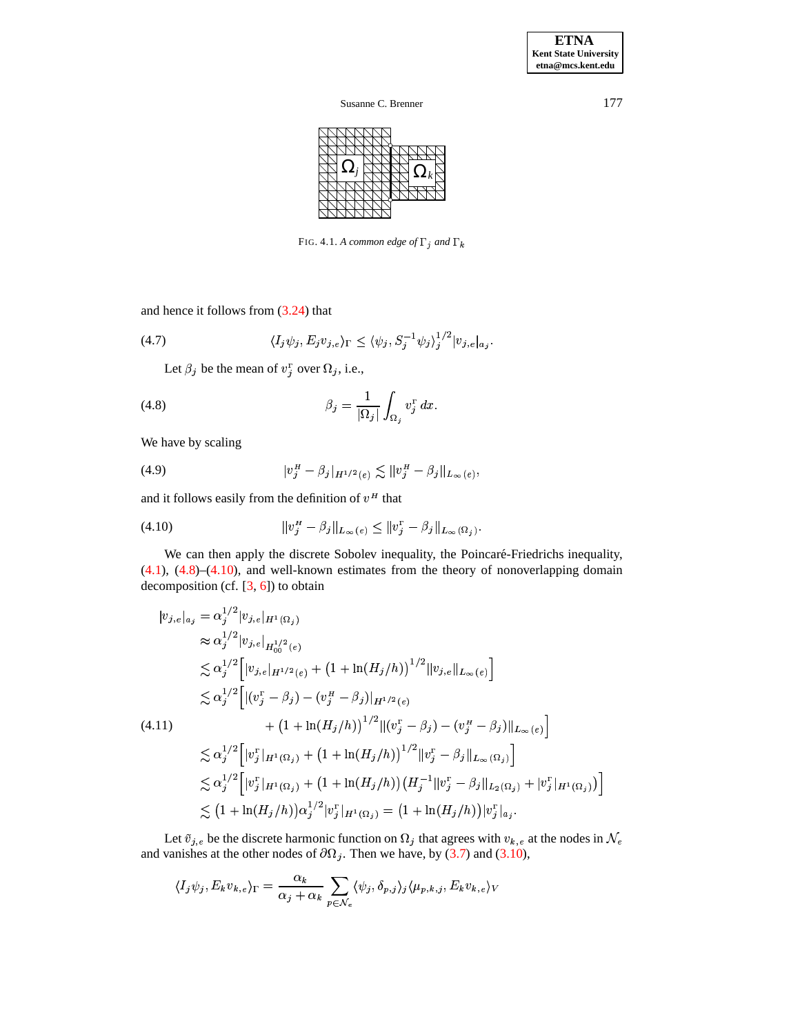FIG. 4.1. *A common edge of* $\Gamma_j$ *and* $\Gamma_k$

and hence it follows from (3.24) that

$$\langle I_j\psi_j, E_j v_{j,e}\rangle_\Gamma \le \langle \psi_j, S_j^{-1}\psi_j\rangle_j^{1/2} |v_{j,e}|_{a_j}. \tag{4.7}$$

Let $\beta_j$ be the mean of $v_j^{\mathrm{r}}$ over $\Omega_j$, i.e.,

$$\beta_j = \frac{1}{|\Omega_j|}\int_{\Omega_j} v_j^{\mathrm{r}}\,dx. \tag{4.8}$$

We have by scaling

$$|v_j^H - \beta_j|_{H^{1/2}(e)} \lesssim \|v_j^H - \beta_j\|_{L_\infty(e)}, \tag{4.9}$$

and it follows easily from the definition of $v^H$ that

$$\|v_j^H - \beta_j\|_{L_\infty(e)} \le \|v_j^{\mathrm{r}} - \beta_j\|_{L_\infty(\Omega_j)}. \tag{4.10}$$

We can then apply the discrete Sobolev inequality, the Poincaré-Friedrichs inequality, (4.1), (4.8)–(4.10), and well-known estimates from the theory of nonoverlapping domain decomposition (cf. [3, 6]) to obtain

$$\begin{aligned}
|v_{j,e}|_{a_j} &= \alpha_j^{1/2}|v_{j,e}|_{H^1(\Omega_j)} \\
&\approx \alpha_j^{1/2}|v_{j,e}|_{H^{1/2}_{00}(e)} \\
&\lesssim \alpha_j^{1/2}\Big[|v_{j,e}|_{H^{1/2}(e)} + \big(1+\ln(H_j/h)\big)^{1/2}\|v_{j,e}\|_{L_\infty(e)}\Big] \\
&\lesssim \alpha_j^{1/2}\Big[|(v_j^{\mathrm{r}}-\beta_j) - (v_j^H - \beta_j)|_{H^{1/2}(e)} \\
&\qquad\qquad + \big(1+\ln(H_j/h)\big)^{1/2}\|(v_j^{\mathrm{r}}-\beta_j) - (v_j^H-\beta_j)\|_{L_\infty(e)}\Big] \\
&\lesssim \alpha_j^{1/2}\Big[|v_j^{\mathrm{r}}|_{H^1(\Omega_j)} + \big(1+\ln(H_j/h)\big)^{1/2}\|v_j^{\mathrm{r}}-\beta_j\|_{L_\infty(\Omega_j)}\Big] \\
&\lesssim \alpha_j^{1/2}\Big[|v_j^{\mathrm{r}}|_{H^1(\Omega_j)} + \big(1+\ln(H_j/h)\big)\big(H_j^{-1}\|v_j^{\mathrm{r}}-\beta_j\|_{L_2(\Omega_j)} + |v_j^{\mathrm{r}}|_{H^1(\Omega_j)}\big)\Big] \\
&\lesssim \big(1+\ln(H_j/h)\big)\alpha_j^{1/2}|v_j^{\mathrm{r}}|_{H^1(\Omega_j)} = \big(1+\ln(H_j/h)\big)|v_j^{\mathrm{r}}|_{a_j}.
\end{aligned} \tag{4.11}$$

Let $\tilde{v}_{j,e}$ be the discrete harmonic function on $\Omega_j$ that agrees with $v_{k,e}$ at the nodes in $\mathcal{N}_e$ and vanishes at the other nodes of $\partial\Omega_j$. Then we have, by (3.7) and (3.10),

$$\langle I_j\psi_j, E_k v_{k,e}\rangle_\Gamma = \frac{\alpha_k}{\alpha_j+\alpha_k}\sum_{p\in\mathcal{N}_e}\langle \psi_j, \delta_{p,j}\rangle_j \langle \mu_{p,k,j}, E_k v_{k,e}\rangle_V$$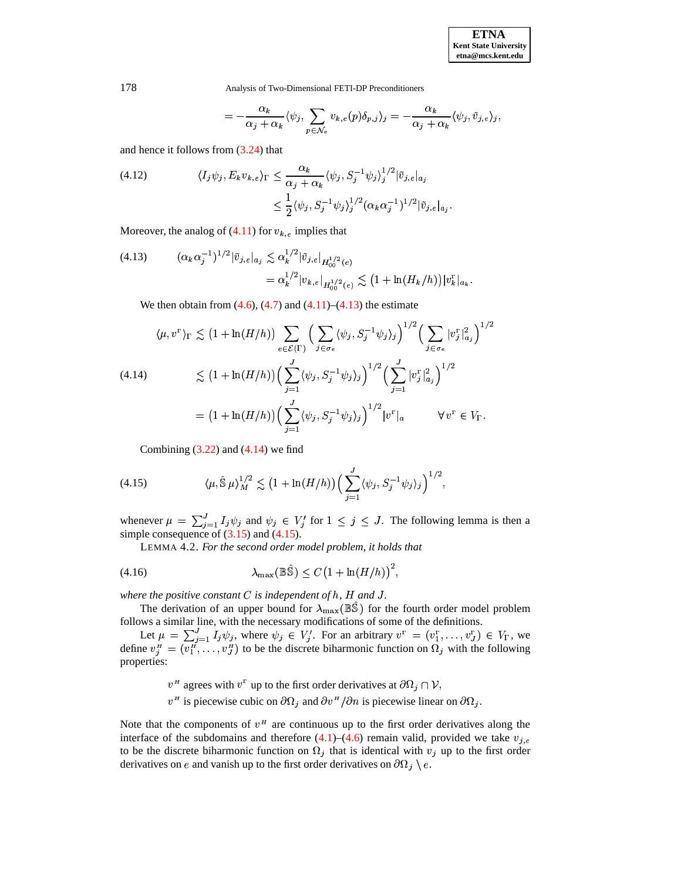$$= -\frac{\alpha_k}{\alpha_j + \alpha_k} \langle \psi_j, \sum_{p \in \mathcal{N}_e} v_{k,e}(p) \delta_{p,j} \rangle_j = -\frac{\alpha_k}{\alpha_j + \alpha_k} \langle \psi_j, \tilde{v}_{j,e} \rangle_j,$$

and hence it follows from (3.24) that

$$\langle I_j \psi_j, E_k v_{k,e} \rangle_\Gamma \le \frac{\alpha_k}{\alpha_j + \alpha_k} \langle \psi_j, S_j^{-1} \psi_j \rangle_j^{1/2} |\tilde{v}_{j,e}|_{a_j} \le \frac{1}{2} \langle \psi_j, S_j^{-1} \psi_j \rangle_j^{1/2} (\alpha_k \alpha_j^{-1})^{1/2} |\tilde{v}_{j,e}|_{a_j}. \tag{4.12}$$

Moreover, the analog of (4.11) for $v_{k,e}$ implies that

$$(\alpha_k \alpha_j^{-1})^{1/2} |\tilde{v}_{j,e}|_{a_j} \lesssim \alpha_k^{1/2} |\tilde{v}_{j,e}|_{H_{00}^{1/2}(e)} = \alpha_k^{1/2} |v_{k,e}|_{H_{00}^{1/2}(e)} \lesssim \big(1 + \ln(H_k/h)\big) |v_k^\Gamma|_{a_k}. \tag{4.13}$$

We then obtain from (4.6), (4.7) and (4.11)–(4.13) the estimate

$$\begin{aligned}
\langle \mu, v^\Gamma \rangle_\Gamma &\lesssim \big(1 + \ln(H/h)\big) \sum_{e \in \mathcal{E}(\Gamma)} \Big( \sum_{j \in \sigma_e} \langle \psi_j, S_j^{-1} \psi_j \rangle_j \Big)^{1/2} \Big( \sum_{j \in \sigma_e} |v_j^\Gamma|_{a_j}^2 \Big)^{1/2} \\
&\lesssim \big(1 + \ln(H/h)\big) \Big( \sum_{j=1}^J \langle \psi_j, S_j^{-1} \psi_j \rangle_j \Big)^{1/2} \Big( \sum_{j=1}^J |v_j^\Gamma|_{a_j}^2 \Big)^{1/2} \\
&= \big(1 + \ln(H/h)\big) \Big( \sum_{j=1}^J \langle \psi_j, S_j^{-1} \psi_j \rangle_j \Big)^{1/2} |v^\Gamma|_a \qquad \forall v^\Gamma \in V_\Gamma.
\end{aligned} \tag{4.14}$$

Combining (3.22) and (4.14) we find

$$\langle \mu, \hat{\mathbb{S}}\, \mu \rangle_M^{1/2} \lesssim \big(1 + \ln(H/h)\big) \Big( \sum_{j=1}^J \langle \psi_j, S_j^{-1} \psi_j \rangle_j \Big)^{1/2}, \tag{4.15}$$

whenever $\mu = \sum_{j=1}^J I_j \psi_j$ and $\psi_j \in V_j'$ for $1 \le j \le J$. The following lemma is then a simple consequence of (3.15) and (4.15).

LEMMA 4.2. *For the second order model problem, it holds that*

$$\lambda_{\max}(\mathbb{B}\hat{\mathbb{S}}) \le C\big(1 + \ln(H/h)\big)^2, \tag{4.16}$$

*where the positive constant $C$ is independent of $h$, $H$ and $J$.*

The derivation of an upper bound for $\lambda_{\max}(\mathbb{B}\hat{\mathbb{S}})$ for the fourth order model problem follows a similar line, with the necessary modifications of some of the definitions.

Let $\mu = \sum_{j=1}^J I_j \psi_j$, where $\psi_j \in V_j'$. For an arbitrary $v^\Gamma = (v_1^\Gamma, \ldots, v_J^\Gamma) \in V_\Gamma$, we define $v_j^H = (v_1^H, \ldots, v_J^H)$ to be the discrete biharmonic function on $\Omega_j$ with the following properties:

$v^H$ agrees with $v^\Gamma$ up to the first order derivatives at $\partial\Omega_j \cap \mathcal{V}$,

$v^H$ is piecewise cubic on $\partial\Omega_j$ and $\partial v^H/\partial n$ is piecewise linear on $\partial\Omega_j$.

Note that the components of $v^H$ are continuous up to the first order derivatives along the interface of the subdomains and therefore (4.1)–(4.6) remain valid, provided we take $v_{j,e}$ to be the discrete biharmonic function on $\Omega_j$ that is identical with $v_j$ up to the first order derivatives on $e$ and vanish up to the first order derivatives on $\partial\Omega_j \setminus e$.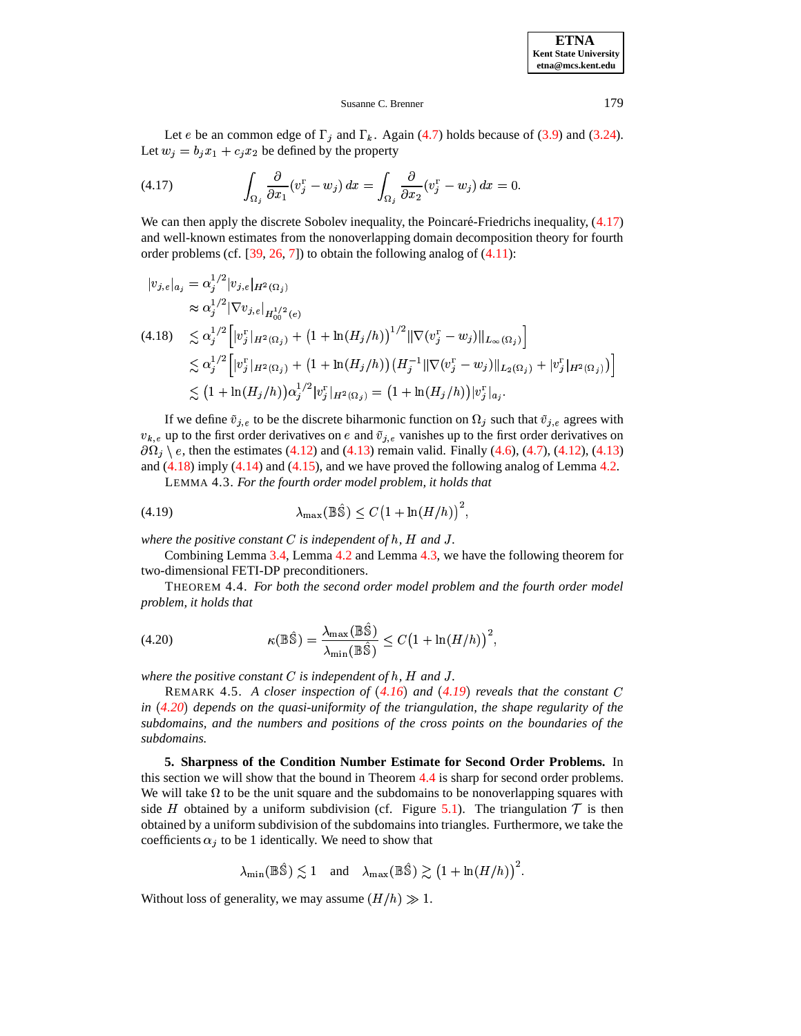Let $e$ be an common edge of $\Gamma_j$ and $\Gamma_k$. Again (4.7) holds because of (3.9) and (3.24). Let $w_j = b_j x_1 + c_j x_2$ be defined by the property

$$\int_{\Omega_j} \frac{\partial}{\partial x_1}(v_j^{\mathrm{r}} - w_j)\, dx = \int_{\Omega_j} \frac{\partial}{\partial x_2}(v_j^{\mathrm{r}} - w_j)\, dx = 0. \tag{4.17}$$

We can then apply the discrete Sobolev inequality, the Poincaré-Friedrichs inequality, (4.17) and well-known estimates from the nonoverlapping domain decomposition theory for fourth order problems (cf. [39, 26, 7]) to obtain the following analog of (4.11):

$$\begin{aligned}
|v_{j,e}|_{a_j} &= \alpha_j^{1/2} |v_{j,e}|_{H^2(\Omega_j)} \\
&\approx \alpha_j^{1/2} |\nabla v_{j,e}|_{H_{00}^{1/2}(e)} \\
&\lesssim \alpha_j^{1/2} \Big[ |v_j^{\mathrm{r}}|_{H^2(\Omega_j)} + \big(1 + \ln(H_j/h)\big)^{1/2} \|\nabla(v_j^{\mathrm{r}} - w_j)\|_{L_\infty(\Omega_j)} \Big] \\
&\lesssim \alpha_j^{1/2} \Big[ |v_j^{\mathrm{r}}|_{H^2(\Omega_j)} + \big(1 + \ln(H_j/h)\big) \big( H_j^{-1} \|\nabla(v_j^{\mathrm{r}} - w_j)\|_{L_2(\Omega_j)} + |v_j^{\mathrm{r}}|_{H^2(\Omega_j)} \big) \Big] \\
&\lesssim \big(1 + \ln(H_j/h)\big) \alpha_j^{1/2} |v_j^{\mathrm{r}}|_{H^2(\Omega_j)} = \big(1 + \ln(H_j/h)\big) |v_j^{\mathrm{r}}|_{a_j}.
\end{aligned} \tag{4.18}$$

If we define $\tilde{v}_{j,e}$ to be the discrete biharmonic function on $\Omega_j$ such that $\tilde{v}_{j,e}$ agrees with $v_{k,e}$ up to the first order derivatives on $e$ and $\tilde{v}_{j,e}$ vanishes up to the first order derivatives on $\partial\Omega_j \setminus e$, then the estimates (4.12) and (4.13) remain valid. Finally (4.6), (4.7), (4.12), (4.13) and (4.18) imply (4.14) and (4.15), and we have proved the following analog of Lemma 4.2.

LEMMA 4.3. *For the fourth order model problem, it holds that*

$$\lambda_{\max}(\mathbb{B}\hat{\mathbb{S}}) \le C\big(1 + \ln(H/h)\big)^2, \tag{4.19}$$

*where the positive constant $C$ is independent of $h$, $H$ and $J$.*

Combining Lemma 3.4, Lemma 4.2 and Lemma 4.3, we have the following theorem for two-dimensional FETI-DP preconditioners.

THEOREM 4.4. *For both the second order model problem and the fourth order model problem, it holds that*

$$\kappa(\mathbb{B}\hat{\mathbb{S}}) = \frac{\lambda_{\max}(\mathbb{B}\hat{\mathbb{S}})}{\lambda_{\min}(\mathbb{B}\hat{\mathbb{S}})} \le C\big(1 + \ln(H/h)\big)^2, \tag{4.20}$$

*where the positive constant $C$ is independent of $h$, $H$ and $J$.*

REMARK 4.5. *A closer inspection of (4.16) and (4.19) reveals that the constant $C$ in (4.20) depends on the quasi-uniformity of the triangulation, the shape regularity of the subdomains, and the numbers and positions of the cross points on the boundaries of the subdomains.*

**5. Sharpness of the Condition Number Estimate for Second Order Problems.** In this section we will show that the bound in Theorem 4.4 is sharp for second order problems. We will take $\Omega$ to be the unit square and the subdomains to be nonoverlapping squares with side $H$ obtained by a uniform subdivision (cf. Figure 5.1). The triangulation $\mathcal{T}$ is then obtained by a uniform subdivision of the subdomains into triangles. Furthermore, we take the coefficients $\alpha_j$ to be 1 identically. We need to show that

$$\lambda_{\min}(\mathbb{B}\hat{\mathbb{S}}) \lesssim 1 \quad \text{and} \quad \lambda_{\max}(\mathbb{B}\hat{\mathbb{S}}) \gtrsim \big(1 + \ln(H/h)\big)^2.$$

Without loss of generality, we may assume $(H/h) \gg 1$.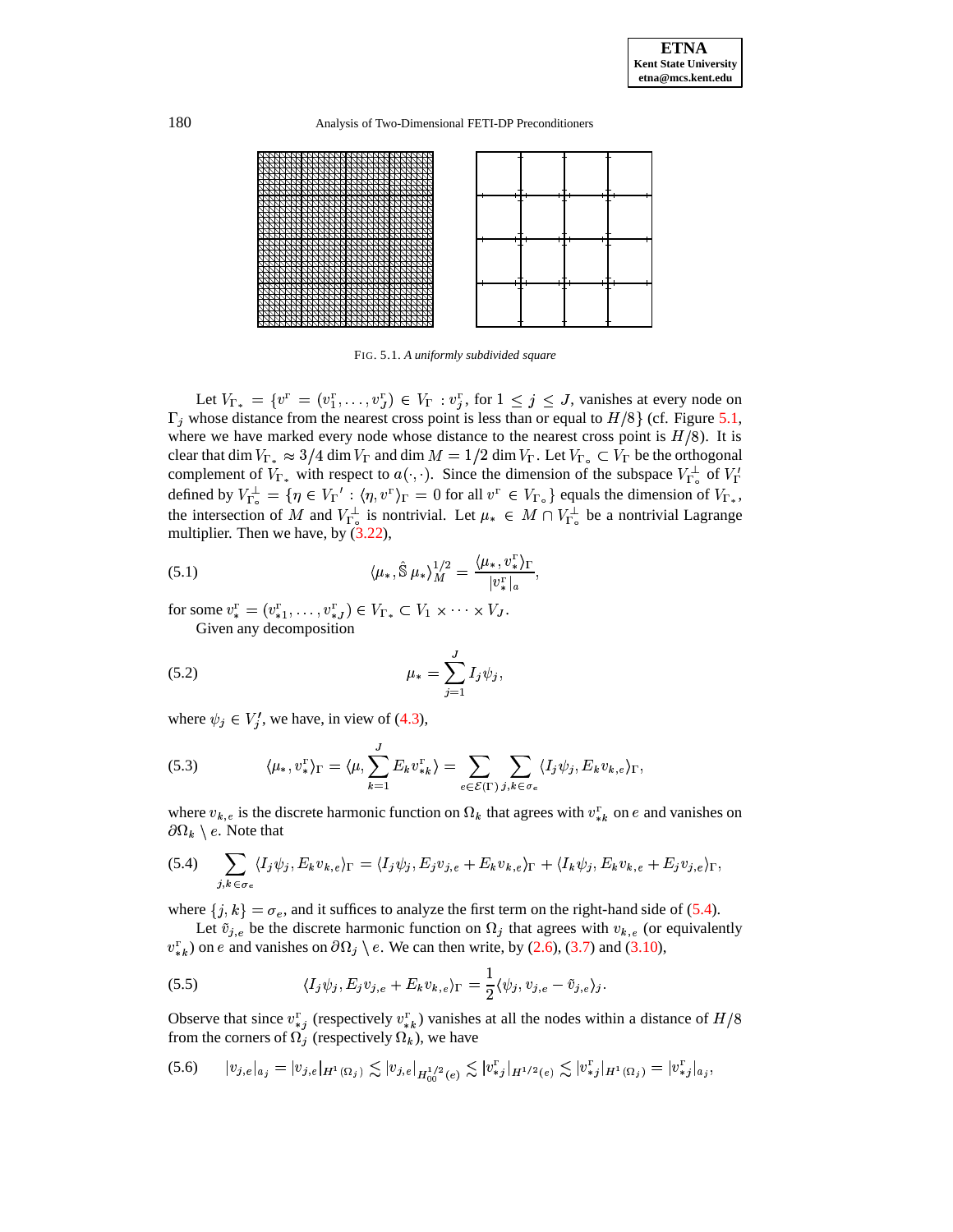FIG. 5.1. *A uniformly subdivided square*

Let $V_{\Gamma_*} = \{v^{\Gamma} = (v_1^{\Gamma}, \ldots, v_J^{\Gamma}) \in V_{\Gamma} : v_j^{\Gamma}$, for $1 \leq j \leq J$, vanishes at every node on $\Gamma_j$ whose distance from the nearest cross point is less than or equal to $H/8\}$ (cf. Figure 5.1, where we have marked every node whose distance to the nearest cross point is $H/8$). It is clear that $\dim V_{\Gamma_*} \approx 3/4 \dim V_{\Gamma}$ and $\dim M = 1/2 \dim V_{\Gamma}$. Let $V_{\Gamma_\circ} \subset V_{\Gamma}$ be the orthogonal complement of $V_{\Gamma_*}$ with respect to $a(\cdot,\cdot)$. Since the dimension of the subspace $V_{\Gamma_\circ}^{\perp}$ of $V_{\Gamma}'$ defined by $V_{\Gamma_\circ}^{\perp} = \{\eta \in V_{\Gamma}' : \langle \eta, v^{\Gamma} \rangle_{\Gamma} = 0$ for all $v^{\Gamma} \in V_{\Gamma_\circ}\}$ equals the dimension of $V_{\Gamma_*}$, the intersection of $M$ and $V_{\Gamma_\circ}^{\perp}$ is nontrivial. Let $\mu_* \in M \cap V_{\Gamma_\circ}^{\perp}$ be a nontrivial Lagrange multiplier. Then we have, by (3.22),

$$\langle \mu_*, \hat{\mathbb{S}}\, \mu_* \rangle_M^{1/2} = \frac{\langle \mu_*, v_*^{\Gamma} \rangle_{\Gamma}}{|v_*^{\Gamma}|_a}, \tag{5.1}$$

for some $v_*^{\Gamma} = (v_{*1}^{\Gamma}, \ldots, v_{*J}^{\Gamma}) \in V_{\Gamma_*} \subset V_1 \times \cdots \times V_J$.

Given any decomposition

$$\mu_* = \sum_{j=1}^{J} I_j \psi_j, \tag{5.2}$$

where $\psi_j \in V_j'$, we have, in view of (4.3),

$$\langle \mu_*, v_*^{\Gamma} \rangle_{\Gamma} = \langle \mu, \sum_{k=1}^{J} E_k v_{*k}^{\Gamma} \rangle = \sum_{e \in \mathcal{E}(\Gamma)} \sum_{j,k \in \sigma_e} \langle I_j \psi_j, E_k v_{k,e} \rangle_{\Gamma}, \tag{5.3}$$

where $v_{k,e}$ is the discrete harmonic function on $\Omega_k$ that agrees with $v_{*k}^{\Gamma}$ on $e$ and vanishes on $\partial\Omega_k \setminus e$. Note that

$$\sum_{j,k \in \sigma_e} \langle I_j \psi_j, E_k v_{k,e} \rangle_{\Gamma} = \langle I_j \psi_j, E_j v_{j,e} + E_k v_{k,e} \rangle_{\Gamma} + \langle I_k \psi_j, E_k v_{k,e} + E_j v_{j,e} \rangle_{\Gamma}, \tag{5.4}$$

where $\{j, k\} = \sigma_e$, and it suffices to analyze the first term on the right-hand side of (5.4).

Let $\tilde{v}_{j,e}$ be the discrete harmonic function on $\Omega_j$ that agrees with $v_{k,e}$ (or equivalently $v_{*k}^{\Gamma}$) on $e$ and vanishes on $\partial\Omega_j \setminus e$. We can then write, by (2.6), (3.7) and (3.10),

$$\langle I_j \psi_j, E_j v_{j,e} + E_k v_{k,e} \rangle_{\Gamma} = \frac{1}{2} \langle \psi_j, v_{j,e} - \tilde{v}_{j,e} \rangle_j. \tag{5.5}$$

Observe that since $v_{*j}^{\Gamma}$ (respectively $v_{*k}^{\Gamma}$) vanishes at all the nodes within a distance of $H/8$ from the corners of $\Omega_j$ (respectively $\Omega_k$), we have

$$|v_{j,e}|_{a_j} = |v_{j,e}|_{H^1(\Omega_j)} \lesssim |v_{j,e}|_{H_{00}^{1/2}(e)} \lesssim |v_{*j}^{\Gamma}|_{H^{1/2}(e)} \lesssim |v_{*j}^{\Gamma}|_{H^1(\Omega_j)} = |v_{*j}^{\Gamma}|_{a_j}, \tag{5.6}$$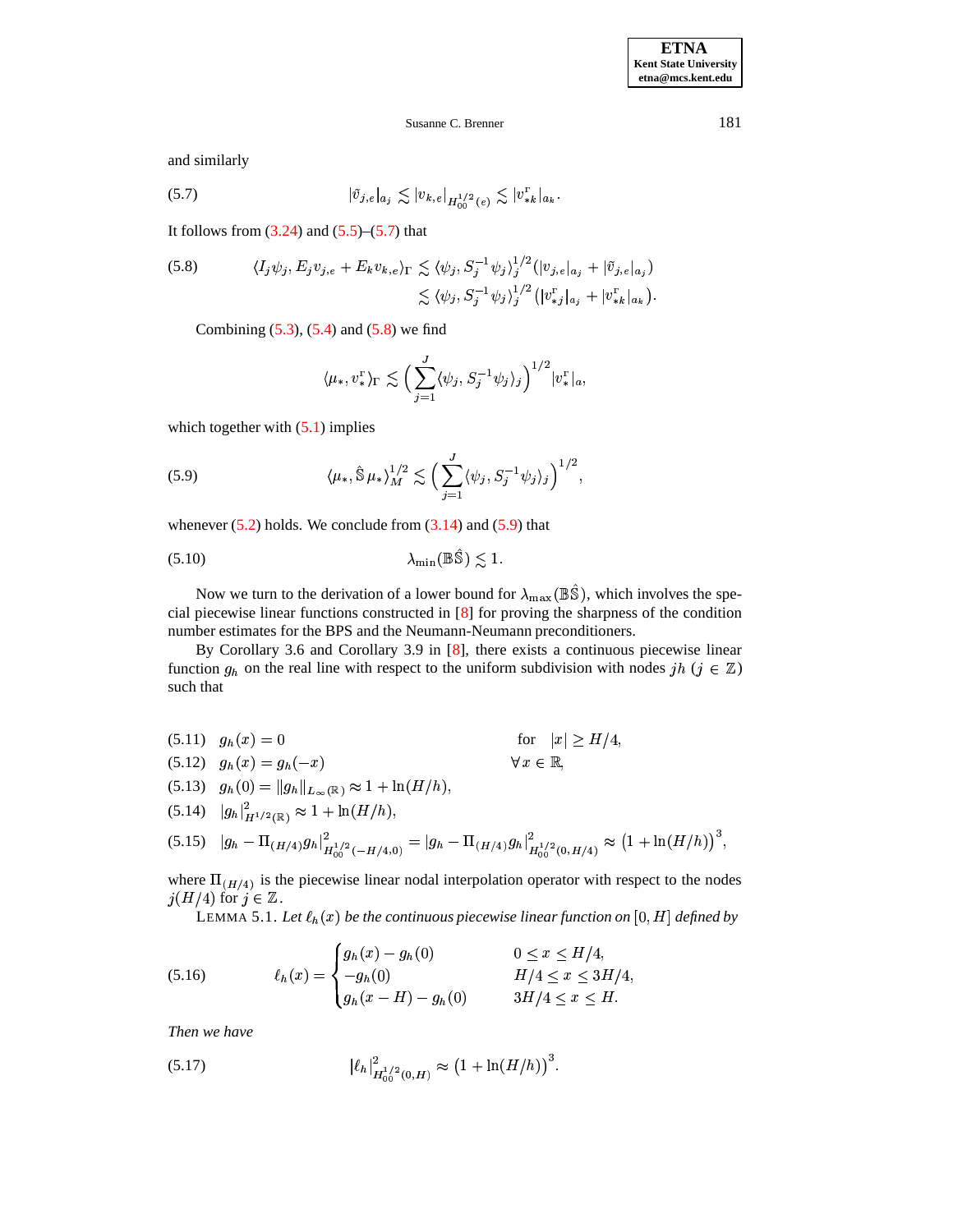and similarly

$$|\tilde{v}_{j,e}|_{a_j} \lesssim |v_{k,e}|_{H^{1/2}_{00}(e)} \lesssim |v^{\Gamma}_{*k}|_{a_k}. \tag{5.7}$$

It follows from (3.24) and (5.5)–(5.7) that

$$\begin{aligned} \langle I_j\psi_j, E_j v_{j,e} + E_k v_{k,e}\rangle_\Gamma &\lesssim \langle \psi_j, S_j^{-1}\psi_j\rangle_j^{1/2}(|v_{j,e}|_{a_j} + |\tilde{v}_{j,e}|_{a_j}) \\ &\lesssim \langle \psi_j, S_j^{-1}\psi_j\rangle_j^{1/2}\big(|v^{\Gamma}_{*j}|_{a_j} + |v^{\Gamma}_{*k}|_{a_k}\big). \end{aligned} \tag{5.8}$$

Combining (5.3), (5.4) and (5.8) we find

$$\langle \mu_*, v_*^{\Gamma}\rangle_\Gamma \lesssim \Big(\sum_{j=1}^{J}\langle \psi_j, S_j^{-1}\psi_j\rangle_j\Big)^{1/2}|v_*^{\Gamma}|_a,$$

which together with (5.1) implies

$$\langle \mu_*, \hat{\mathbb{S}}\,\mu_*\rangle_M^{1/2} \lesssim \Big(\sum_{j=1}^{J}\langle \psi_j, S_j^{-1}\psi_j\rangle_j\Big)^{1/2}, \tag{5.9}$$

whenever (5.2) holds. We conclude from (3.14) and (5.9) that

$$\lambda_{\min}(\mathbb{B}\hat{\mathbb{S}}) \lesssim 1. \tag{5.10}$$

Now we turn to the derivation of a lower bound for $\lambda_{\max}(\mathbb{B}\hat{\mathbb{S}})$, which involves the special piecewise linear functions constructed in [8] for proving the sharpness of the condition number estimates for the BPS and the Neumann-Neumann preconditioners.

By Corollary 3.6 and Corollary 3.9 in [8], there exists a continuous piecewise linear function $g_h$ on the real line with respect to the uniform subdivision with nodes $jh$ ($j \in \mathbb{Z}$) such that

$$g_h(x) = 0 \qquad \text{for} \quad |x| \geq H/4, \tag{5.11}$$

$$g_h(x) = g_h(-x) \qquad \forall x \in \mathbb{R}, \tag{5.12}$$

$$g_h(0) = \|g_h\|_{L_\infty(\mathbb{R})} \approx 1 + \ln(H/h), \tag{5.13}$$

$$|g_h|^2_{H^{1/2}(\mathbb{R})} \approx 1 + \ln(H/h), \tag{5.14}$$

$$|g_h - \Pi_{(H/4)}g_h|^2_{H^{1/2}_{00}(-H/4,0)} = |g_h - \Pi_{(H/4)}g_h|^2_{H^{1/2}_{00}(0,H/4)} \approx \big(1 + \ln(H/h)\big)^3, \tag{5.15}$$

where $\Pi_{(H/4)}$ is the piecewise linear nodal interpolation operator with respect to the nodes $j(H/4)$ for $j \in \mathbb{Z}$.

LEMMA 5.1. *Let $\ell_h(x)$ be the continuous piecewise linear function on $[0, H]$ defined by*

$$\ell_h(x) = \begin{cases} g_h(x) - g_h(0) & 0 \leq x \leq H/4, \\ -g_h(0) & H/4 \leq x \leq 3H/4, \\ g_h(x-H) - g_h(0) & 3H/4 \leq x \leq H. \end{cases} \tag{5.16}$$

*Then we have*

$$|\ell_h|^2_{H^{1/2}_{00}(0,H)} \approx \big(1 + \ln(H/h)\big)^3. \tag{5.17}$$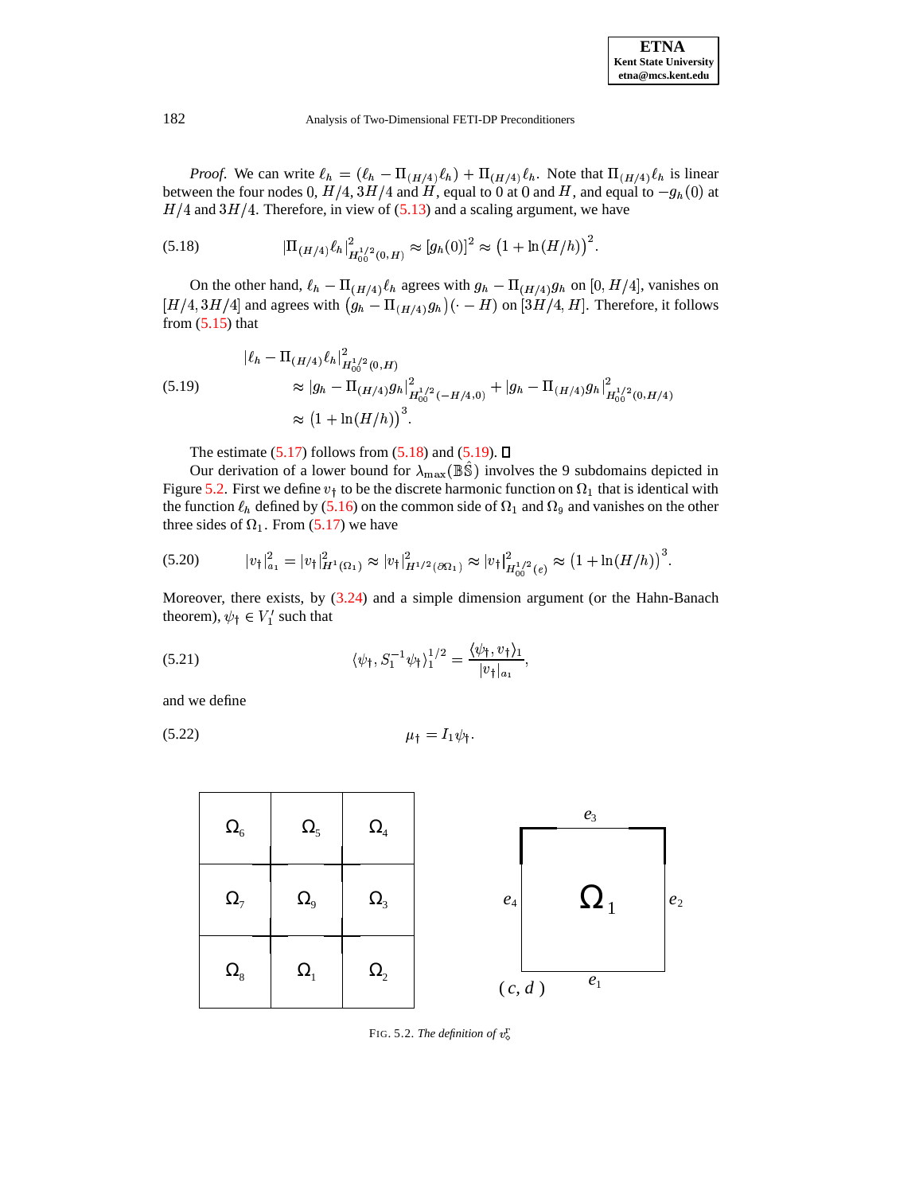*Proof.* We can write $\ell_h = (\ell_h - \Pi_{(H/4)}\ell_h) + \Pi_{(H/4)}\ell_h$. Note that $\Pi_{(H/4)}\ell_h$ is linear between the four nodes $0$, $H/4$, $3H/4$ and $H$, equal to $0$ at $0$ and $H$, and equal to $-g_h(0)$ at $H/4$ and $3H/4$. Therefore, in view of (5.13) and a scaling argument, we have

$$|\Pi_{(H/4)}\ell_h|^2_{H^{1/2}_{00}(0,H)} \approx [g_h(0)]^2 \approx \big(1+\ln(H/h)\big)^2. \tag{5.18}$$

On the other hand, $\ell_h - \Pi_{(H/4)}\ell_h$ agrees with $g_h - \Pi_{(H/4)}g_h$ on $[0, H/4]$, vanishes on $[H/4, 3H/4]$ and agrees with $\big(g_h - \Pi_{(H/4)}g_h\big)(\cdot - H)$ on $[3H/4, H]$. Therefore, it follows from (5.15) that

$$\begin{aligned} &|\ell_h - \Pi_{(H/4)}\ell_h|^2_{H^{1/2}_{00}(0,H)} \\ &\quad\approx |g_h - \Pi_{(H/4)}g_h|^2_{H^{1/2}_{00}(-H/4,0)} + |g_h - \Pi_{(H/4)}g_h|^2_{H^{1/2}_{00}(0,H/4)} \\ &\quad\approx \big(1+\ln(H/h)\big)^3. \end{aligned} \tag{5.19}$$

The estimate (5.17) follows from (5.18) and (5.19). $\square$

Our derivation of a lower bound for $\lambda_{\max}(\mathbb{B}\hat{\mathbb{S}})$ involves the 9 subdomains depicted in Figure 5.2. First we define $v_\dagger$ to be the discrete harmonic function on $\Omega_1$ that is identical with the function $\ell_h$ defined by (5.16) on the common side of $\Omega_1$ and $\Omega_9$ and vanishes on the other three sides of $\Omega_1$. From (5.17) we have

$$|v_\dagger|^2_{a_1} = |v_\dagger|^2_{H^1(\Omega_1)} \approx |v_\dagger|^2_{H^{1/2}(\partial\Omega_1)} \approx |v_\dagger|^2_{H^{1/2}_{00}(e)} \approx \big(1+\ln(H/h)\big)^3. \tag{5.20}$$

Moreover, there exists, by (3.24) and a simple dimension argument (or the Hahn-Banach theorem), $\psi_\dagger \in V_1'$ such that

$$\langle \psi_\dagger, S_1^{-1}\psi_\dagger\rangle_1^{1/2} = \frac{\langle \psi_\dagger, v_\dagger\rangle_1}{|v_\dagger|_{a_1}}, \tag{5.21}$$

and we define

$$\mu_\dagger = I_1\psi_\dagger. \tag{5.22}$$

FIG. 5.2. *The definition of* $v_\diamond^\Gamma$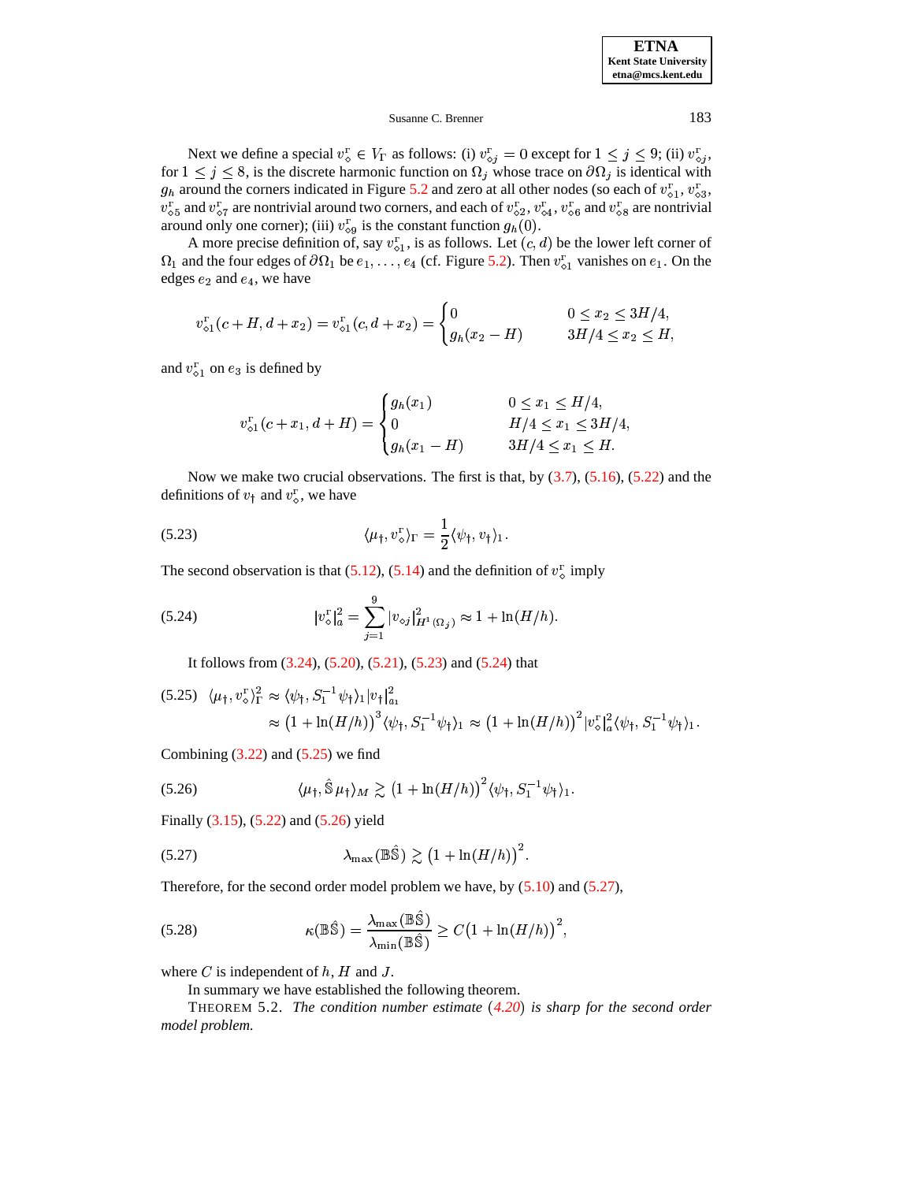Next we define a special $v_\diamond^{\mathrm{r}} \in V_\Gamma$ as follows: (i) $v_{\diamond j}^{\mathrm{r}} = 0$ except for $1 \leq j \leq 9$; (ii) $v_{\diamond j}^{\mathrm{r}}$, for $1 \leq j \leq 8$, is the discrete harmonic function on $\Omega_j$ whose trace on $\partial\Omega_j$ is identical with $g_h$ around the corners indicated in Figure 5.2 and zero at all other nodes (so each of $v_{\diamond 1}^{\mathrm{r}}$, $v_{\diamond 3}^{\mathrm{r}}$, $v_{\diamond 5}^{\mathrm{r}}$ and $v_{\diamond 7}^{\mathrm{r}}$ are nontrivial around two corners, and each of $v_{\diamond 2}^{\mathrm{r}}$, $v_{\diamond 4}^{\mathrm{r}}$, $v_{\diamond 6}^{\mathrm{r}}$ and $v_{\diamond 8}^{\mathrm{r}}$ are nontrivial around only one corner); (iii) $v_{\diamond 9}^{\mathrm{r}}$ is the constant function $g_h(0)$.

A more precise definition of, say $v_{\diamond 1}^{\mathrm{r}}$, is as follows. Let $(c, d)$ be the lower left corner of $\Omega_1$ and the four edges of $\partial\Omega_1$ be $e_1, \ldots, e_4$ (cf. Figure 5.2). Then $v_{\diamond 1}^{\mathrm{r}}$ vanishes on $e_1$. On the edges $e_2$ and $e_4$, we have

$$
v_{\diamond 1}^{\mathrm{r}}(c+H, d+x_2) = v_{\diamond 1}^{\mathrm{r}}(c, d+x_2) = \begin{cases} 0 & 0 \leq x_2 \leq 3H/4, \\ g_h(x_2 - H) & 3H/4 \leq x_2 \leq H, \end{cases}
$$

and $v_{\diamond 1}^{\mathrm{r}}$ on $e_3$ is defined by

$$
v_{\diamond 1}^{\mathrm{r}}(c+x_1, d+H) = \begin{cases} g_h(x_1) & 0 \leq x_1 \leq H/4, \\ 0 & H/4 \leq x_1 \leq 3H/4, \\ g_h(x_1 - H) & 3H/4 \leq x_1 \leq H. \end{cases}
$$

Now we make two crucial observations. The first is that, by (3.7), (5.16), (5.22) and the definitions of $v_\dagger$ and $v_\diamond^{\mathrm{r}}$, we have

$$
\langle \mu_\dagger, v_\diamond^{\mathrm{r}} \rangle_\Gamma = \frac{1}{2} \langle \psi_\dagger, v_\dagger \rangle_1. \tag{5.23}
$$

The second observation is that (5.12), (5.14) and the definition of $v_\diamond^{\mathrm{r}}$ imply

$$
|v_\diamond^{\mathrm{r}}|_a^2 = \sum_{j=1}^{9} |v_{\diamond j}|_{H^1(\Omega_j)}^2 \approx 1 + \ln(H/h). \tag{5.24}
$$

It follows from (3.24), (5.20), (5.21), (5.23) and (5.24) that

$$
\begin{aligned}
\langle \mu_\dagger, v_\diamond^{\mathrm{r}} \rangle_\Gamma^2 &\approx \langle \psi_\dagger, S_1^{-1} \psi_\dagger \rangle_1 |v_\dagger|_{a_1}^2 \\
&\approx \big(1 + \ln(H/h)\big)^3 \langle \psi_\dagger, S_1^{-1} \psi_\dagger \rangle_1 \approx \big(1 + \ln(H/h)\big)^2 |v_\diamond^{\mathrm{r}}|_a^2 \langle \psi_\dagger, S_1^{-1} \psi_\dagger \rangle_1.
\end{aligned} \tag{5.25}
$$

Combining (3.22) and (5.25) we find

$$
\langle \mu_\dagger, \hat{\mathbb{S}}\, \mu_\dagger \rangle_M \gtrsim \big(1 + \ln(H/h)\big)^2 \langle \psi_\dagger, S_1^{-1} \psi_\dagger \rangle_1. \tag{5.26}
$$

Finally (3.15), (5.22) and (5.26) yield

$$
\lambda_{\max}(\mathbb{B}\hat{\mathbb{S}}) \gtrsim \big(1 + \ln(H/h)\big)^2. \tag{5.27}
$$

Therefore, for the second order model problem we have, by (5.10) and (5.27),

$$
\kappa(\mathbb{B}\hat{\mathbb{S}}) = \frac{\lambda_{\max}(\mathbb{B}\hat{\mathbb{S}})}{\lambda_{\min}(\mathbb{B}\hat{\mathbb{S}})} \geq C\big(1 + \ln(H/h)\big)^2, \tag{5.28}
$$

where $C$ is independent of $h$, $H$ and $J$.

In summary we have established the following theorem.

THEOREM 5.2. *The condition number estimate (4.20) is sharp for the second order model problem.*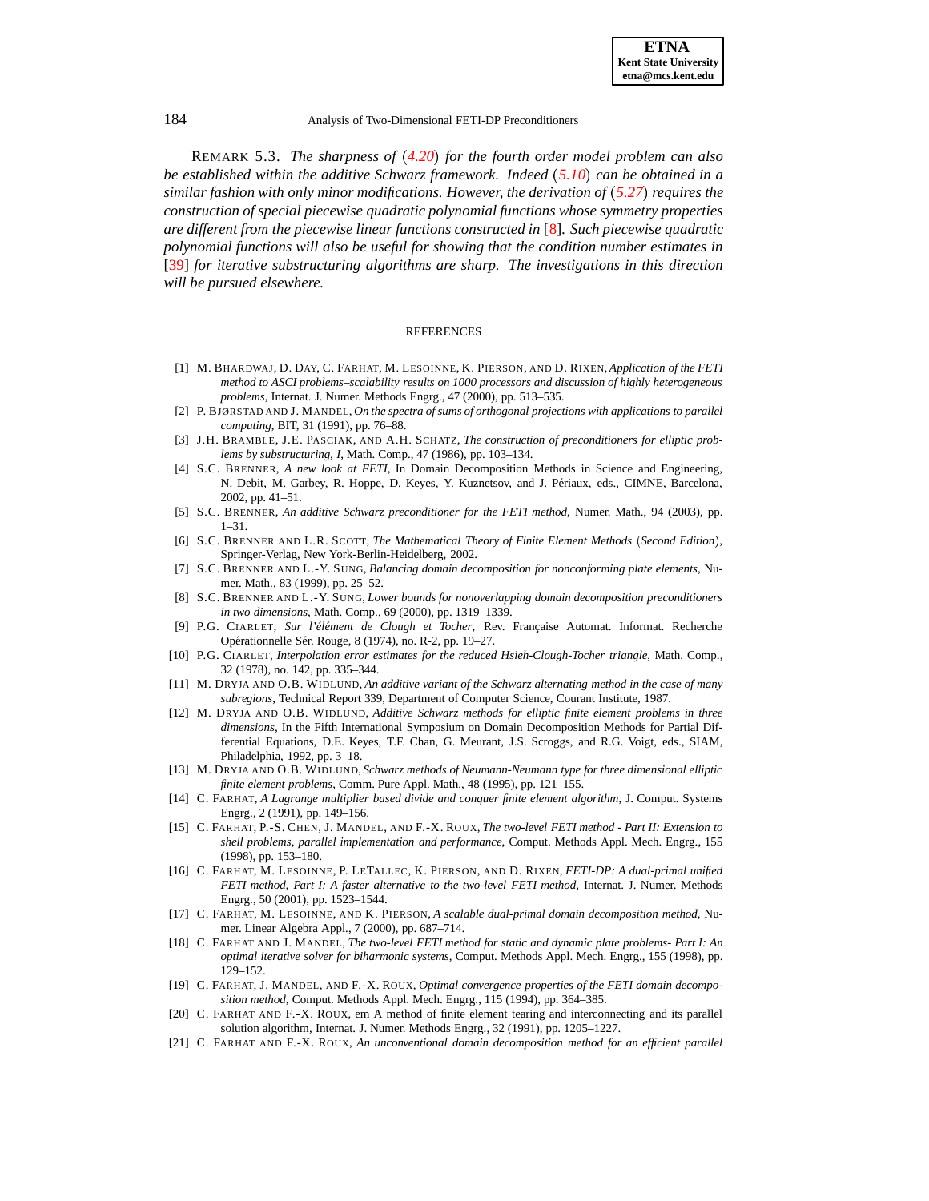REMARK 5.3. *The sharpness of (4.20) for the fourth order model problem can also be established within the additive Schwarz framework. Indeed (5.10) can be obtained in a similar fashion with only minor modifications. However, the derivation of (5.27) requires the construction of special piecewise quadratic polynomial functions whose symmetry properties are different from the piecewise linear functions constructed in [8]. Such piecewise quadratic polynomial functions will also be useful for showing that the condition number estimates in [39] for iterative substructuring algorithms are sharp. The investigations in this direction will be pursued elsewhere.*

## REFERENCES

[1] M. BHARDWAJ, D. DAY, C. FARHAT, M. LESOINNE, K. PIERSON, AND D. RIXEN, *Application of the FETI method to ASCI problems–scalability results on 1000 processors and discussion of highly heterogeneous problems*, Internat. J. Numer. Methods Engrg., 47 (2000), pp. 513–535.

[2] P. BJØRSTAD AND J. MANDEL, *On the spectra of sums of orthogonal projections with applications to parallel computing*, BIT, 31 (1991), pp. 76–88.

[3] J.H. BRAMBLE, J.E. PASCIAK, AND A.H. SCHATZ, *The construction of preconditioners for elliptic problems by substructuring, I*, Math. Comp., 47 (1986), pp. 103–134.

[4] S.C. BRENNER, *A new look at FETI*, In Domain Decomposition Methods in Science and Engineering, N. Debit, M. Garbey, R. Hoppe, D. Keyes, Y. Kuznetsov, and J. Périaux, eds., CIMNE, Barcelona, 2002, pp. 41–51.

[5] S.C. BRENNER, *An additive Schwarz preconditioner for the FETI method*, Numer. Math., 94 (2003), pp. 1–31.

[6] S.C. BRENNER AND L.R. SCOTT, *The Mathematical Theory of Finite Element Methods* (*Second Edition*), Springer-Verlag, New York-Berlin-Heidelberg, 2002.

[7] S.C. BRENNER AND L.-Y. SUNG, *Balancing domain decomposition for nonconforming plate elements*, Numer. Math., 83 (1999), pp. 25–52.

[8] S.C. BRENNER AND L.-Y. SUNG, *Lower bounds for nonoverlapping domain decomposition preconditioners in two dimensions*, Math. Comp., 69 (2000), pp. 1319–1339.

[9] P.G. CIARLET, *Sur l'élément de Clough et Tocher*, Rev. Française Automat. Informat. Recherche Opérationnelle Sér. Rouge, 8 (1974), no. R-2, pp. 19–27.

[10] P.G. CIARLET, *Interpolation error estimates for the reduced Hsieh-Clough-Tocher triangle*, Math. Comp., 32 (1978), no. 142, pp. 335–344.

[11] M. DRYJA AND O.B. WIDLUND, *An additive variant of the Schwarz alternating method in the case of many subregions*, Technical Report 339, Department of Computer Science, Courant Institute, 1987.

[12] M. DRYJA AND O.B. WIDLUND, *Additive Schwarz methods for elliptic finite element problems in three dimensions*, In the Fifth International Symposium on Domain Decomposition Methods for Partial Differential Equations, D.E. Keyes, T.F. Chan, G. Meurant, J.S. Scroggs, and R.G. Voigt, eds., SIAM, Philadelphia, 1992, pp. 3–18.

[13] M. DRYJA AND O.B. WIDLUND, *Schwarz methods of Neumann-Neumann type for three dimensional elliptic finite element problems*, Comm. Pure Appl. Math., 48 (1995), pp. 121–155.

[14] C. FARHAT, *A Lagrange multiplier based divide and conquer finite element algorithm*, J. Comput. Systems Engrg., 2 (1991), pp. 149–156.

[15] C. FARHAT, P.-S. CHEN, J. MANDEL, AND F.-X. ROUX, *The two-level FETI method - Part II: Extension to shell problems, parallel implementation and performance*, Comput. Methods Appl. Mech. Engrg., 155 (1998), pp. 153–180.

[16] C. FARHAT, M. LESOINNE, P. LETALLEC, K. PIERSON, AND D. RIXEN, *FETI-DP: A dual-primal unified FETI method, Part I: A faster alternative to the two-level FETI method*, Internat. J. Numer. Methods Engrg., 50 (2001), pp. 1523–1544.

[17] C. FARHAT, M. LESOINNE, AND K. PIERSON, *A scalable dual-primal domain decomposition method*, Numer. Linear Algebra Appl., 7 (2000), pp. 687–714.

[18] C. FARHAT AND J. MANDEL, *The two-level FETI method for static and dynamic plate problems- Part I: An optimal iterative solver for biharmonic systems*, Comput. Methods Appl. Mech. Engrg., 155 (1998), pp. 129–152.

[19] C. FARHAT, J. MANDEL, AND F.-X. ROUX, *Optimal convergence properties of the FETI domain decomposition method*, Comput. Methods Appl. Mech. Engrg., 115 (1994), pp. 364–385.

[20] C. FARHAT AND F.-X. ROUX, em A method of finite element tearing and interconnecting and its parallel solution algorithm, Internat. J. Numer. Methods Engrg., 32 (1991), pp. 1205–1227.

[21] C. FARHAT AND F.-X. ROUX, *An unconventional domain decomposition method for an efficient parallel*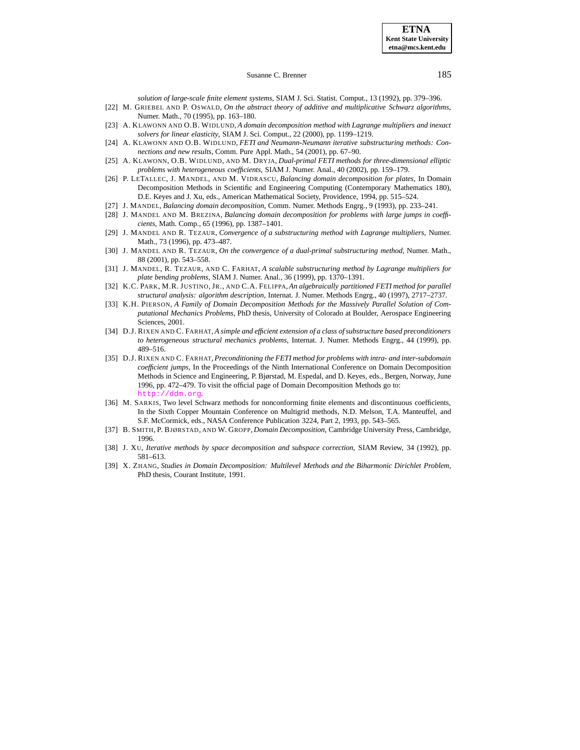*solution of large-scale finite element systems*, SIAM J. Sci. Statist. Comput., 13 (1992), pp. 379–396.

[22] M. GRIEBEL AND P. OSWALD, *On the abstract theory of additive and multiplicative Schwarz algorithms*, Numer. Math., 70 (1995), pp. 163–180.

[23] A. KLAWONN AND O.B. WIDLUND, *A domain decomposition method with Lagrange multipliers and inexact solvers for linear elasticity*, SIAM J. Sci. Comput., 22 (2000), pp. 1199–1219.

[24] A. KLAWONN AND O.B. WIDLUND, *FETI and Neumann-Neumann iterative substructuring methods: Connections and new results*, Comm. Pure Appl. Math., 54 (2001), pp. 67–90.

[25] A. KLAWONN, O.B. WIDLUND, AND M. DRYJA, *Dual-primal FETI methods for three-dimensional elliptic problems with heterogeneous coefficients*, SIAM J. Numer. Anal., 40 (2002), pp. 159–179.

[26] P. LETALLEC, J. MANDEL, AND M. VIDRASCU, *Balancing domain decomposition for plates*, In Domain Decomposition Methods in Scientific and Engineering Computing (Contemporary Mathematics 180), D.E. Keyes and J. Xu, eds., American Mathematical Society, Providence, 1994, pp. 515–524.

[27] J. MANDEL, *Balancing domain decomposition*, Comm. Numer. Methods Engrg., 9 (1993), pp. 233–241.

[28] J. MANDEL AND M. BREZINA, *Balancing domain decomposition for problems with large jumps in coefficients*, Math. Comp., 65 (1996), pp. 1387–1401.

[29] J. MANDEL AND R. TEZAUR, *Convergence of a substructuring method with Lagrange multipliers*, Numer. Math., 73 (1996), pp. 473–487.

[30] J. MANDEL AND R. TEZAUR, *On the convergence of a dual-primal substructuring method*, Numer. Math., 88 (2001), pp. 543–558.

[31] J. MANDEL, R. TEZAUR, AND C. FARHAT, *A scalable substructuring method by Lagrange multipliers for plate bending problems*, SIAM J. Numer. Anal., 36 (1999), pp. 1370–1391.

[32] K.C. PARK, M.R. JUSTINO, JR., AND C.A. FELIPPA, *An algebraically partitioned FETI method for parallel structural analysis: algorithm description*, Internat. J. Numer. Methods Engrg., 40 (1997), 2717–2737.

[33] K.H. PIERSON, *A Family of Domain Decomposition Methods for the Massively Parallel Solution of Computational Mechanics Problems*, PhD thesis, University of Colorado at Boulder, Aerospace Engineering Sciences, 2001.

[34] D.J. RIXEN AND C. FARHAT, *A simple and efficient extension of a class of substructure based preconditioners to heterogeneous structural mechanics problems*, Internat. J. Numer. Methods Engrg., 44 (1999), pp. 489–516.

[35] D.J. RIXEN AND C. FARHAT, *Preconditioning the FETI method for problems with intra- and inter-subdomain coefficient jumps*, In the Proceedings of the Ninth International Conference on Domain Decomposition Methods in Science and Engineering, P. Bjørstad, M. Espedal, and D. Keyes, eds., Bergen, Norway, June 1996, pp. 472–479. To visit the official page of Domain Decomposition Methods go to: http://ddm.org.

[36] M. SARKIS, Two level Schwarz methods for nonconforming finite elements and discontinuous coefficients, In the Sixth Copper Mountain Conference on Multigrid methods, N.D. Melson, T.A. Manteuffel, and S.F. McCormick, eds., NASA Conference Publication 3224, Part 2, 1993, pp. 543–565.

[37] B. SMITH, P. BJØRSTAD, AND W. GROPP, *Domain Decomposition*, Cambridge University Press, Cambridge, 1996.

[38] J. XU, *Iterative methods by space decomposition and subspace correction*, SIAM Review, 34 (1992), pp. 581–613.

[39] X. ZHANG, *Studies in Domain Decomposition: Multilevel Methods and the Biharmonic Dirichlet Problem*, PhD thesis, Courant Institute, 1991.